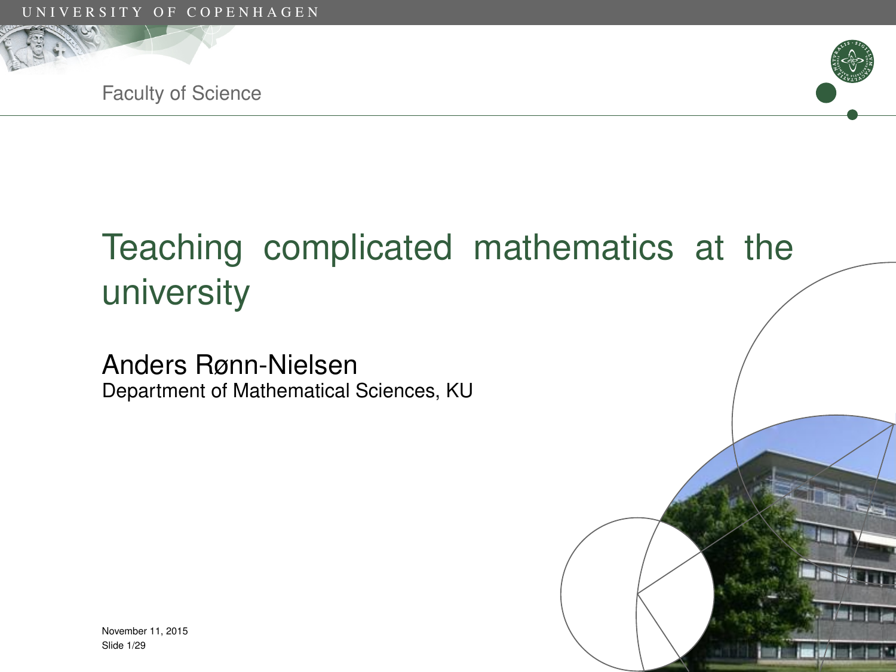# Teaching complicated mathematics at the university

Anders Rønn-Nielsen
Department of Mathematical Sciences, KU

November 11, 2015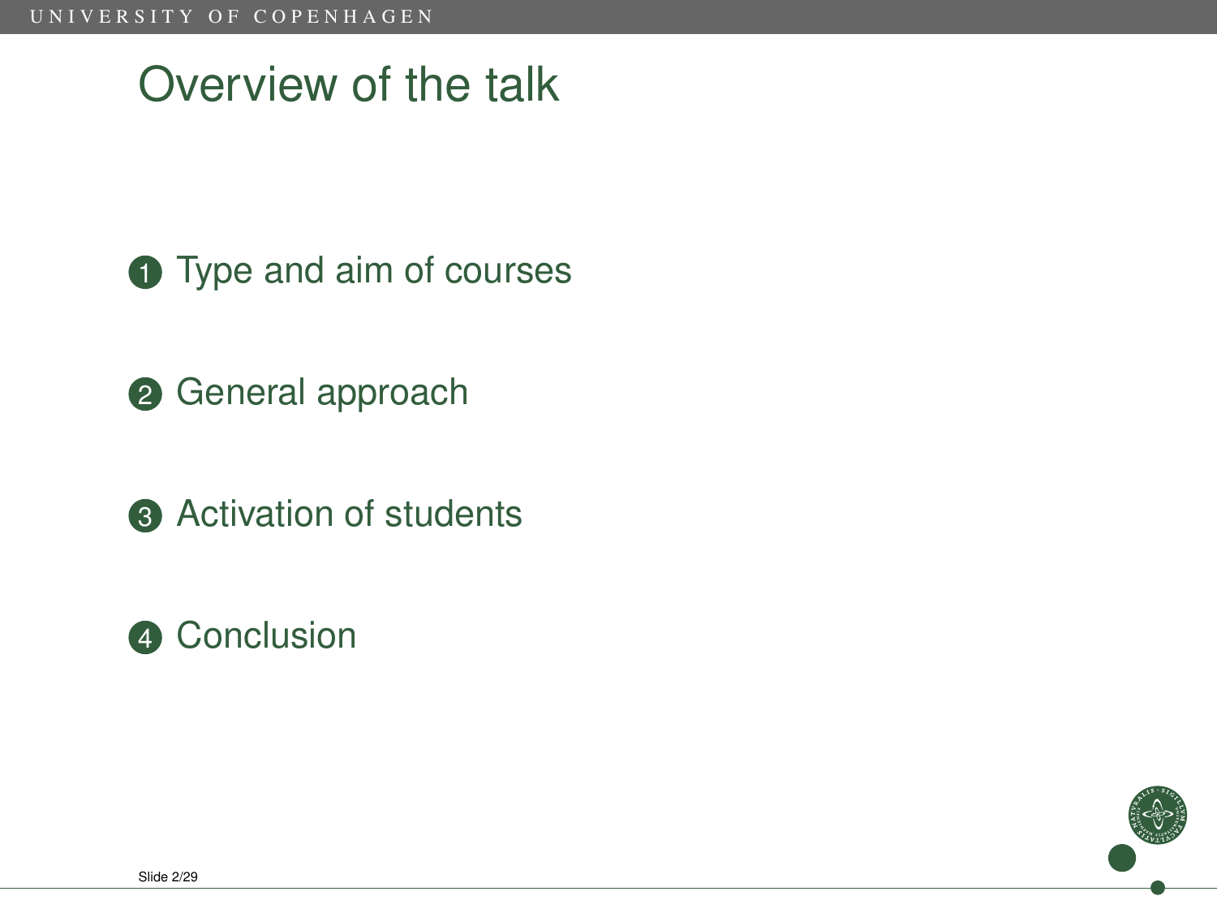# Overview of the talk

1. Type and aim of courses
2. General approach
3. Activation of students
4. Conclusion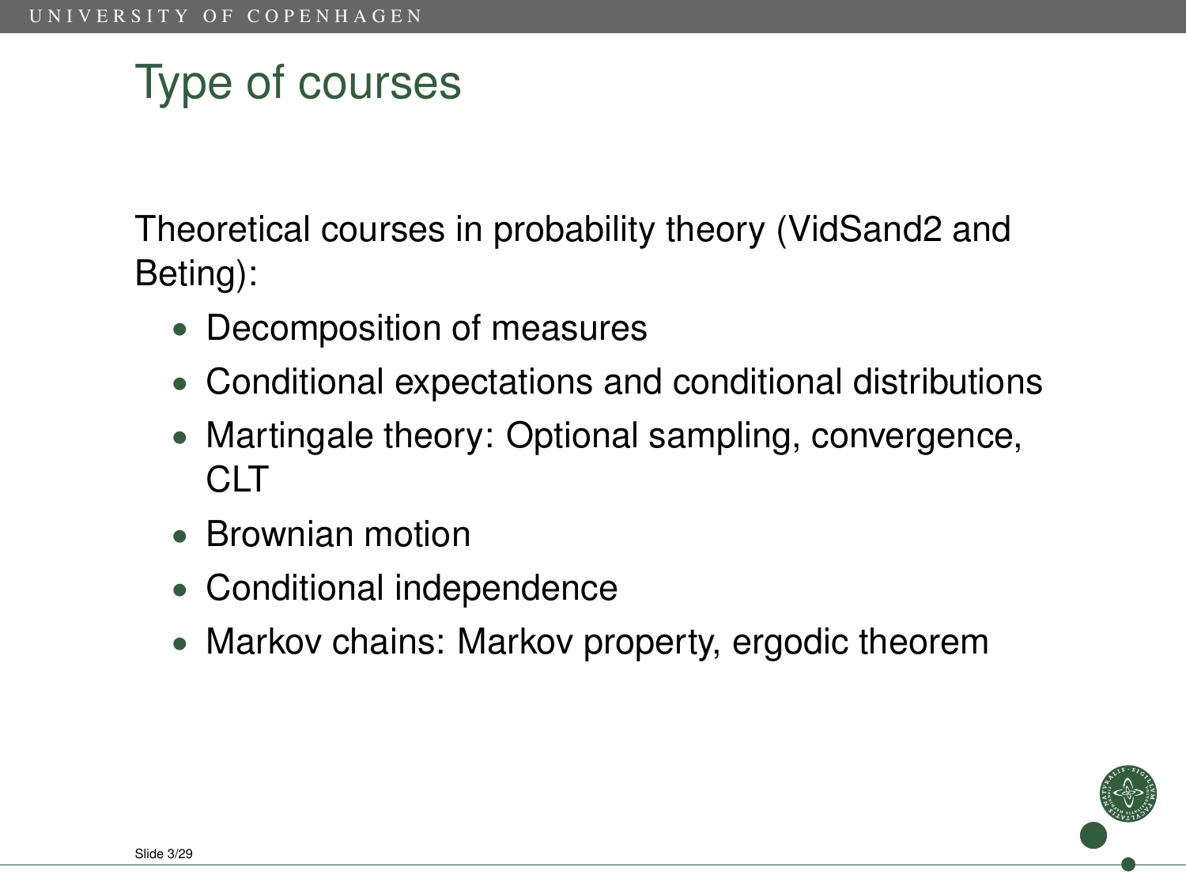# Type of courses

Theoretical courses in probability theory (VidSand2 and Beting):

- Decomposition of measures
- Conditional expectations and conditional distributions
- Martingale theory: Optional sampling, convergence, CLT
- Brownian motion
- Conditional independence
- Markov chains: Markov property, ergodic theorem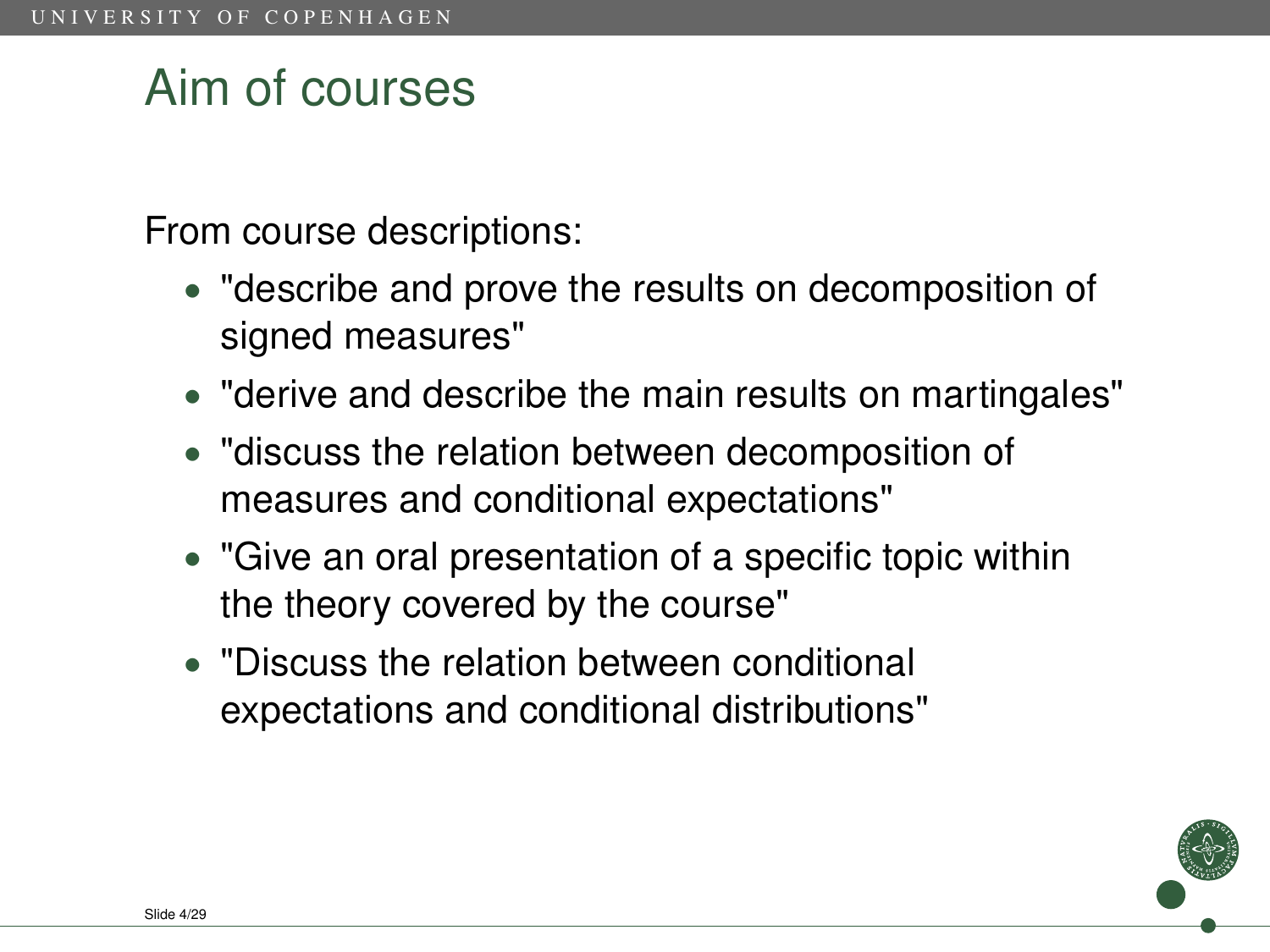# Aim of courses

From course descriptions:

- "describe and prove the results on decomposition of signed measures"
- "derive and describe the main results on martingales"
- "discuss the relation between decomposition of measures and conditional expectations"
- "Give an oral presentation of a specific topic within the theory covered by the course"
- "Discuss the relation between conditional expectations and conditional distributions"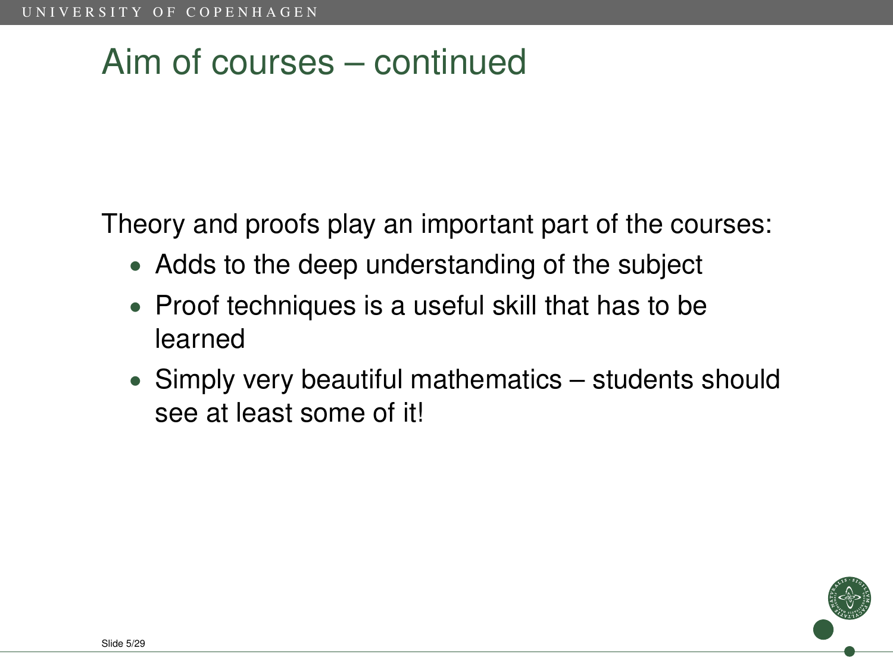# Aim of courses – continued

Theory and proofs play an important part of the courses:

- Adds to the deep understanding of the subject
- Proof techniques is a useful skill that has to be learned
- Simply very beautiful mathematics – students should see at least some of it!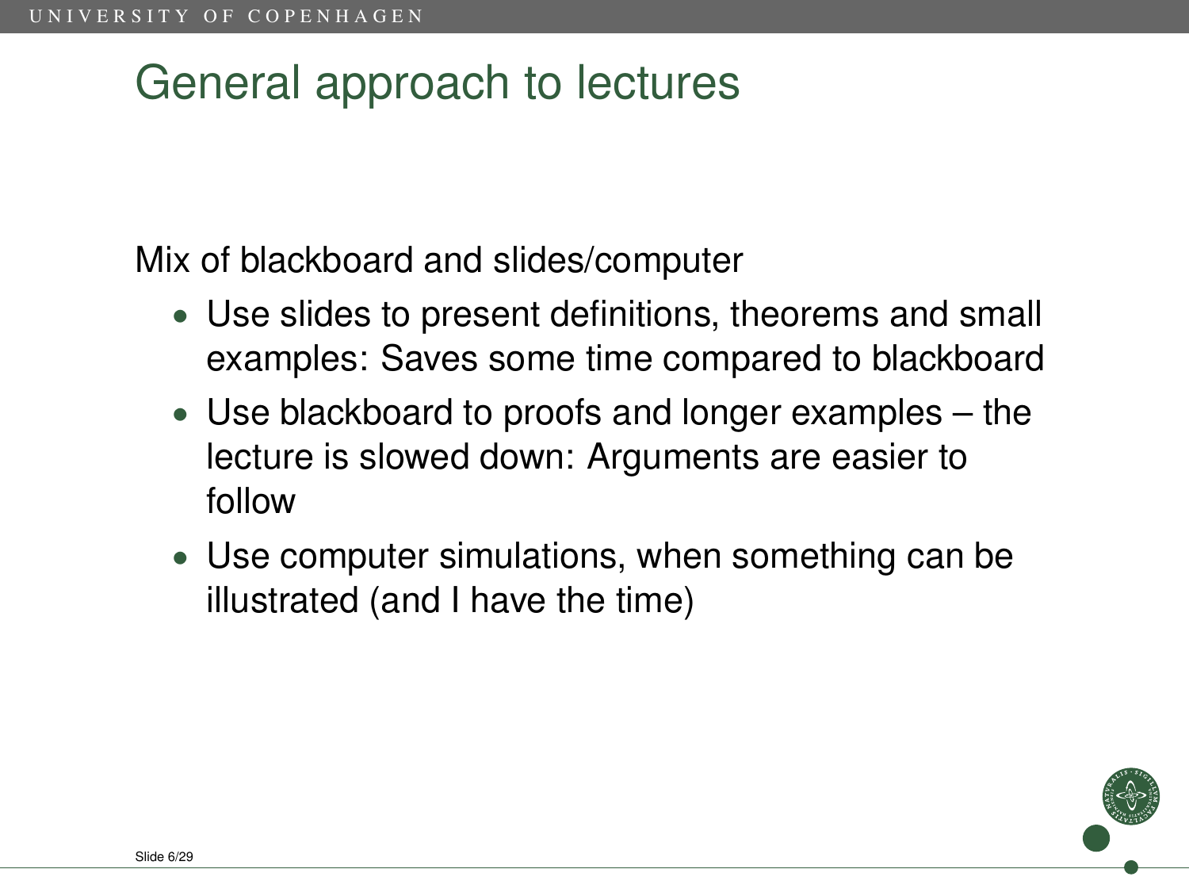# General approach to lectures

Mix of blackboard and slides/computer

- Use slides to present definitions, theorems and small examples: Saves some time compared to blackboard
- Use blackboard to proofs and longer examples – the lecture is slowed down: Arguments are easier to follow
- Use computer simulations, when something can be illustrated (and I have the time)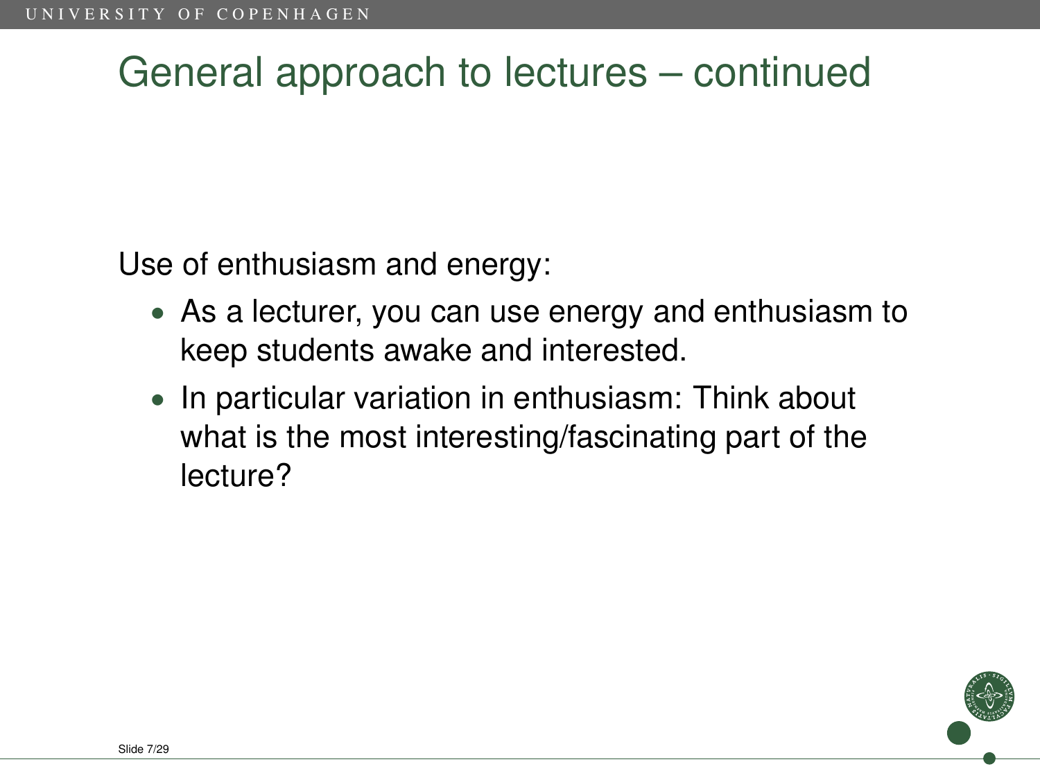# General approach to lectures – continued

Use of enthusiasm and energy:

- As a lecturer, you can use energy and enthusiasm to keep students awake and interested.
- In particular variation in enthusiasm: Think about what is the most interesting/fascinating part of the lecture?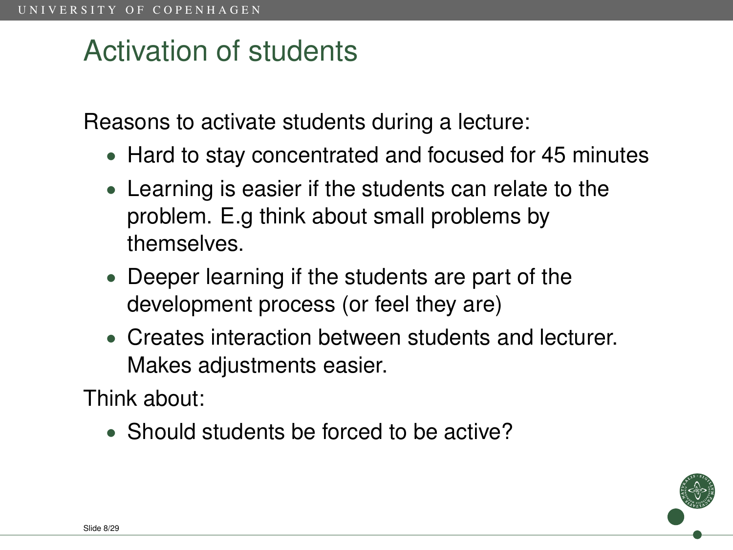# Activation of students

Reasons to activate students during a lecture:

- Hard to stay concentrated and focused for 45 minutes
- Learning is easier if the students can relate to the problem. E.g think about small problems by themselves.
- Deeper learning if the students are part of the development process (or feel they are)
- Creates interaction between students and lecturer. Makes adjustments easier.

Think about:

- Should students be forced to be active?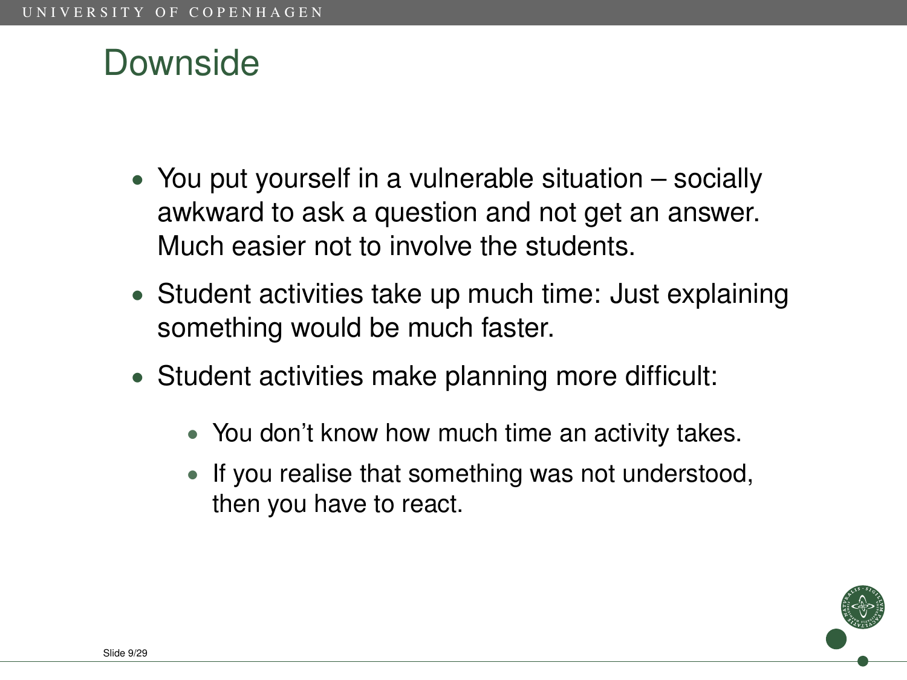# Downside

- You put yourself in a vulnerable situation – socially awkward to ask a question and not get an answer. Much easier not to involve the students.
- Student activities take up much time: Just explaining something would be much faster.
- Student activities make planning more difficult:
  - You don't know how much time an activity takes.
  - If you realise that something was not understood, then you have to react.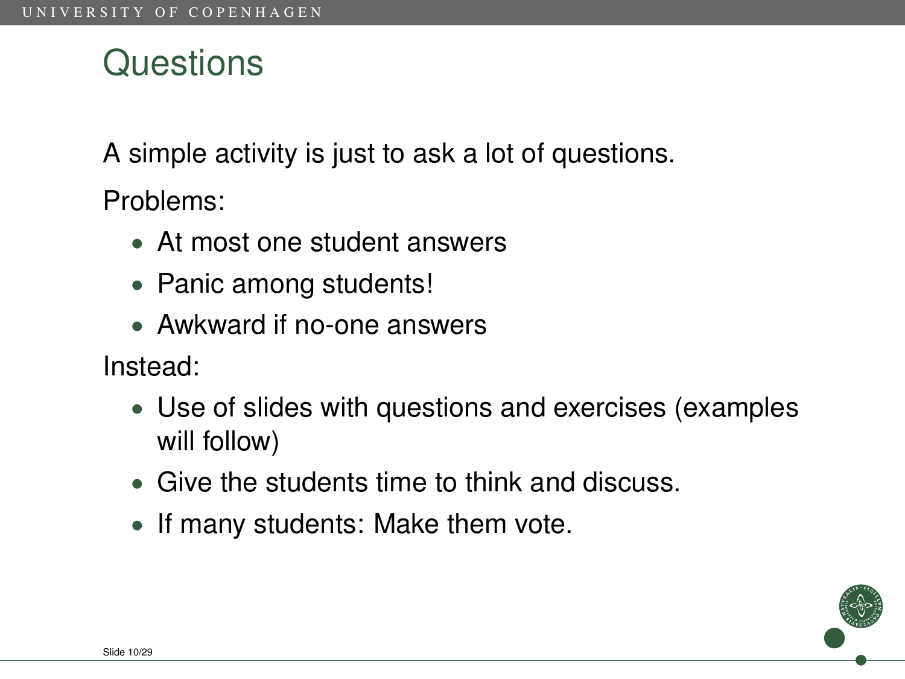# Questions

A simple activity is just to ask a lot of questions.

Problems:

- At most one student answers
- Panic among students!
- Awkward if no-one answers

Instead:

- Use of slides with questions and exercises (examples will follow)
- Give the students time to think and discuss.
- If many students: Make them vote.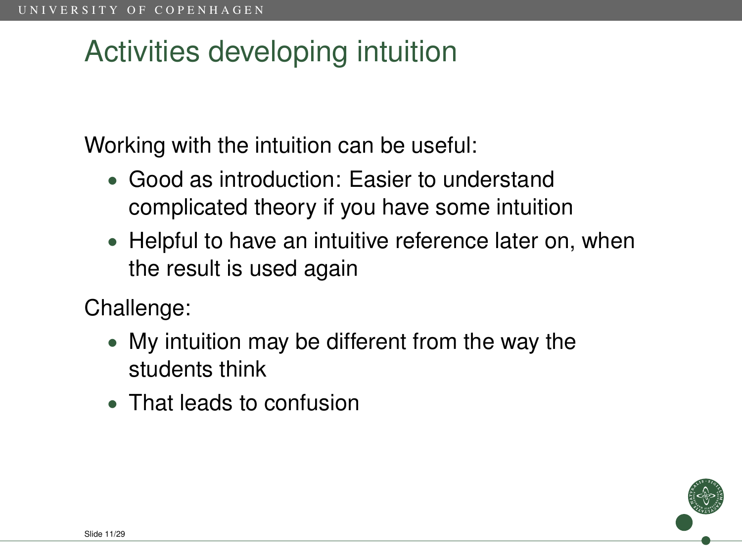# Activities developing intuition

Working with the intuition can be useful:

- Good as introduction: Easier to understand complicated theory if you have some intuition
- Helpful to have an intuitive reference later on, when the result is used again

Challenge:

- My intuition may be different from the way the students think
- That leads to confusion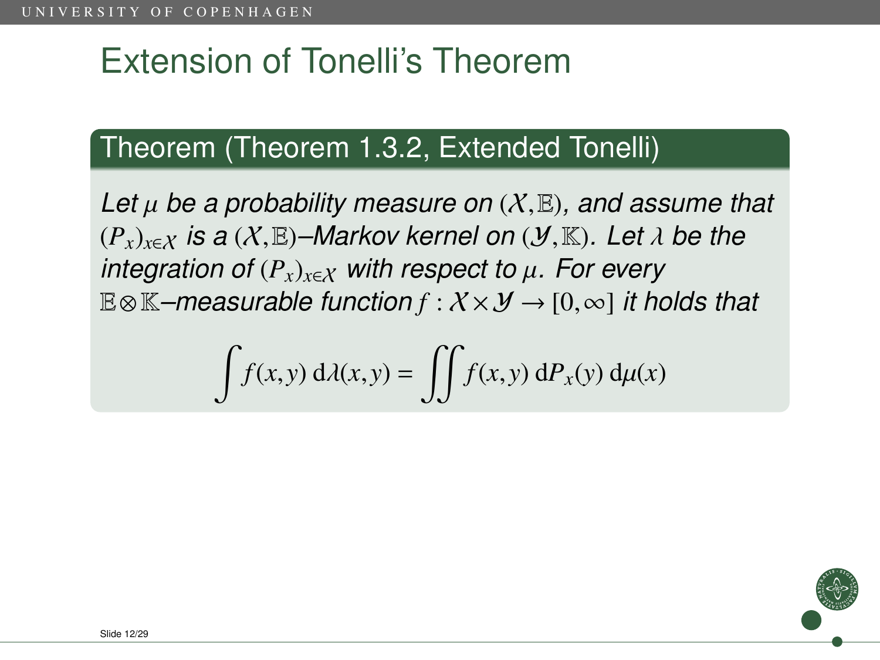# Extension of Tonelli's Theorem

## Theorem (Theorem 1.3.2, Extended Tonelli)

*Let $\mu$ be a probability measure on $(\mathcal{X}, \mathbb{E})$, and assume that $(P_x)_{x \in \mathcal{X}}$ is a $(\mathcal{X}, \mathbb{E})$–Markov kernel on $(\mathcal{Y}, \mathbb{K})$. Let $\lambda$ be the integration of $(P_x)_{x \in \mathcal{X}}$ with respect to $\mu$. For every $\mathbb{E} \otimes \mathbb{K}$–measurable function $f : \mathcal{X} \times \mathcal{Y} \to [0, \infty]$ it holds that*

$$\int f(x, y) \, \mathrm{d}\lambda(x, y) = \iint f(x, y) \, \mathrm{d}P_x(y) \, \mathrm{d}\mu(x)$$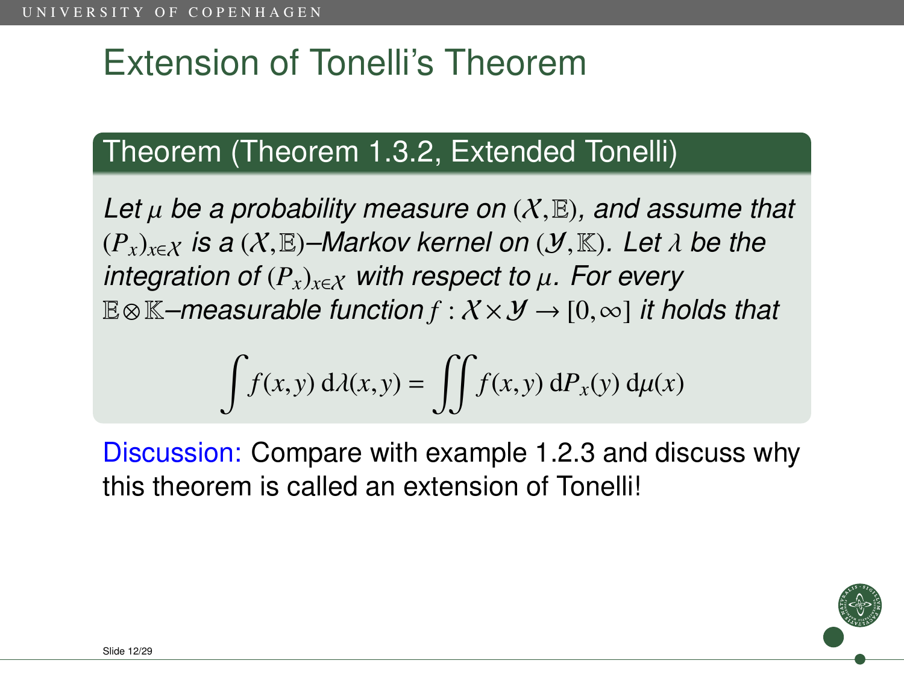# Extension of Tonelli's Theorem

**Theorem (Theorem 1.3.2, Extended Tonelli)**

*Let $\mu$ be a probability measure on $(\mathcal{X}, \mathbb{E})$, and assume that $(P_x)_{x \in \mathcal{X}}$ is a $(\mathcal{X}, \mathbb{E})$–Markov kernel on $(\mathcal{Y}, \mathbb{K})$. Let $\lambda$ be the integration of $(P_x)_{x \in \mathcal{X}}$ with respect to $\mu$. For every $\mathbb{E} \otimes \mathbb{K}$–measurable function $f : \mathcal{X} \times \mathcal{Y} \to [0, \infty]$ it holds that*

$$\int f(x,y) \, \mathrm{d}\lambda(x,y) = \iint f(x,y) \, \mathrm{d}P_x(y) \, \mathrm{d}\mu(x)$$

Discussion: Compare with example 1.2.3 and discuss why this theorem is called an extension of Tonelli!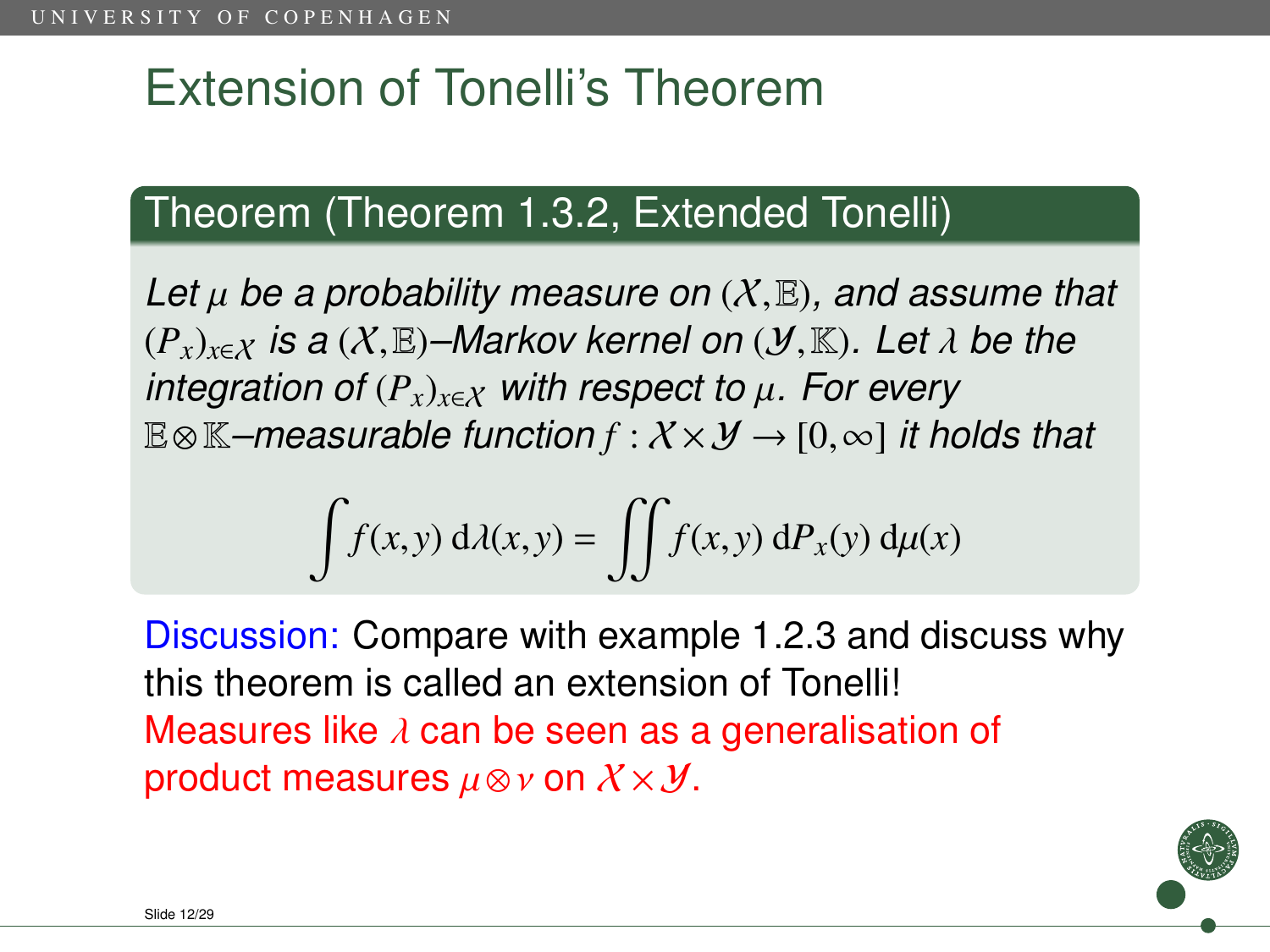# Extension of Tonelli's Theorem

## Theorem (Theorem 1.3.2, Extended Tonelli)

*Let $\mu$ be a probability measure on $(\mathcal{X}, \mathbb{E})$, and assume that $(P_x)_{x \in \mathcal{X}}$ is a $(\mathcal{X}, \mathbb{E})$–Markov kernel on $(\mathcal{Y}, \mathbb{K})$. Let $\lambda$ be the integration of $(P_x)_{x \in \mathcal{X}}$ with respect to $\mu$. For every $\mathbb{E} \otimes \mathbb{K}$–measurable function $f : \mathcal{X} \times \mathcal{Y} \to [0, \infty]$ it holds that*

$$\int f(x,y) \, \mathrm{d}\lambda(x,y) = \iint f(x,y) \, \mathrm{d}P_x(y) \, \mathrm{d}\mu(x)$$

Discussion: Compare with example 1.2.3 and discuss why this theorem is called an extension of Tonelli!

Measures like $\lambda$ can be seen as a generalisation of product measures $\mu \otimes \nu$ on $\mathcal{X} \times \mathcal{Y}$.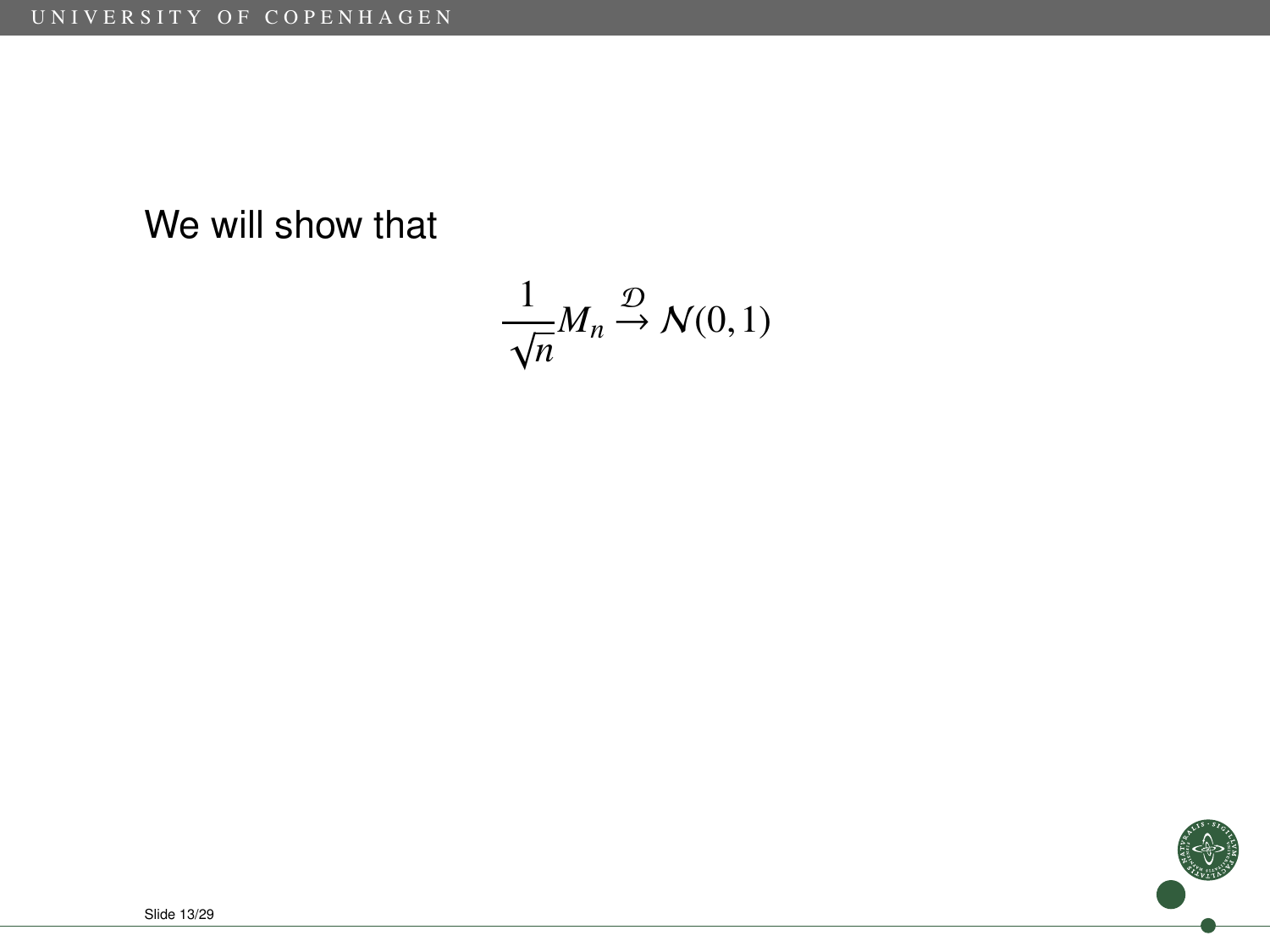We will show that

$$\frac{1}{\sqrt{n}} M_n \xrightarrow{\mathcal{D}} \mathcal{N}(0,1)$$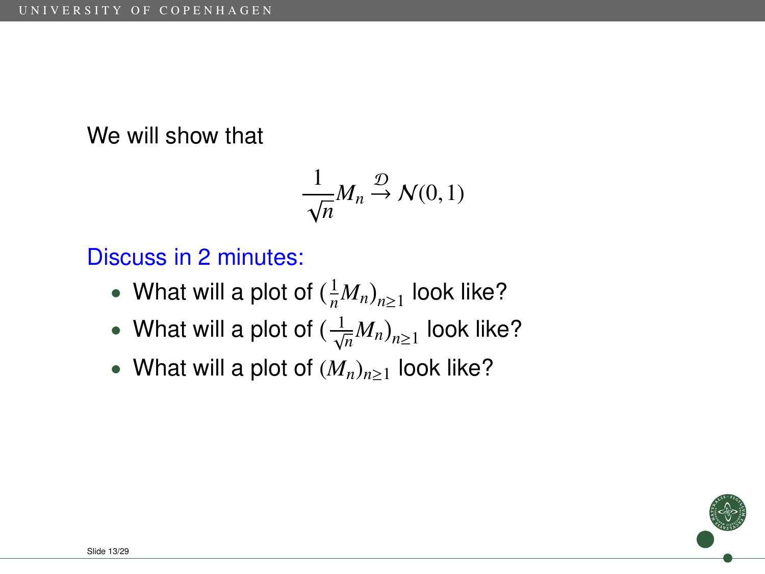We will show that

$$\frac{1}{\sqrt{n}} M_n \xrightarrow{\mathcal{D}} \mathcal{N}(0,1)$$

Discuss in 2 minutes:

- What will a plot of $(\frac{1}{n} M_n)_{n \geq 1}$ look like?
- What will a plot of $(\frac{1}{\sqrt{n}} M_n)_{n \geq 1}$ look like?
- What will a plot of $(M_n)_{n \geq 1}$ look like?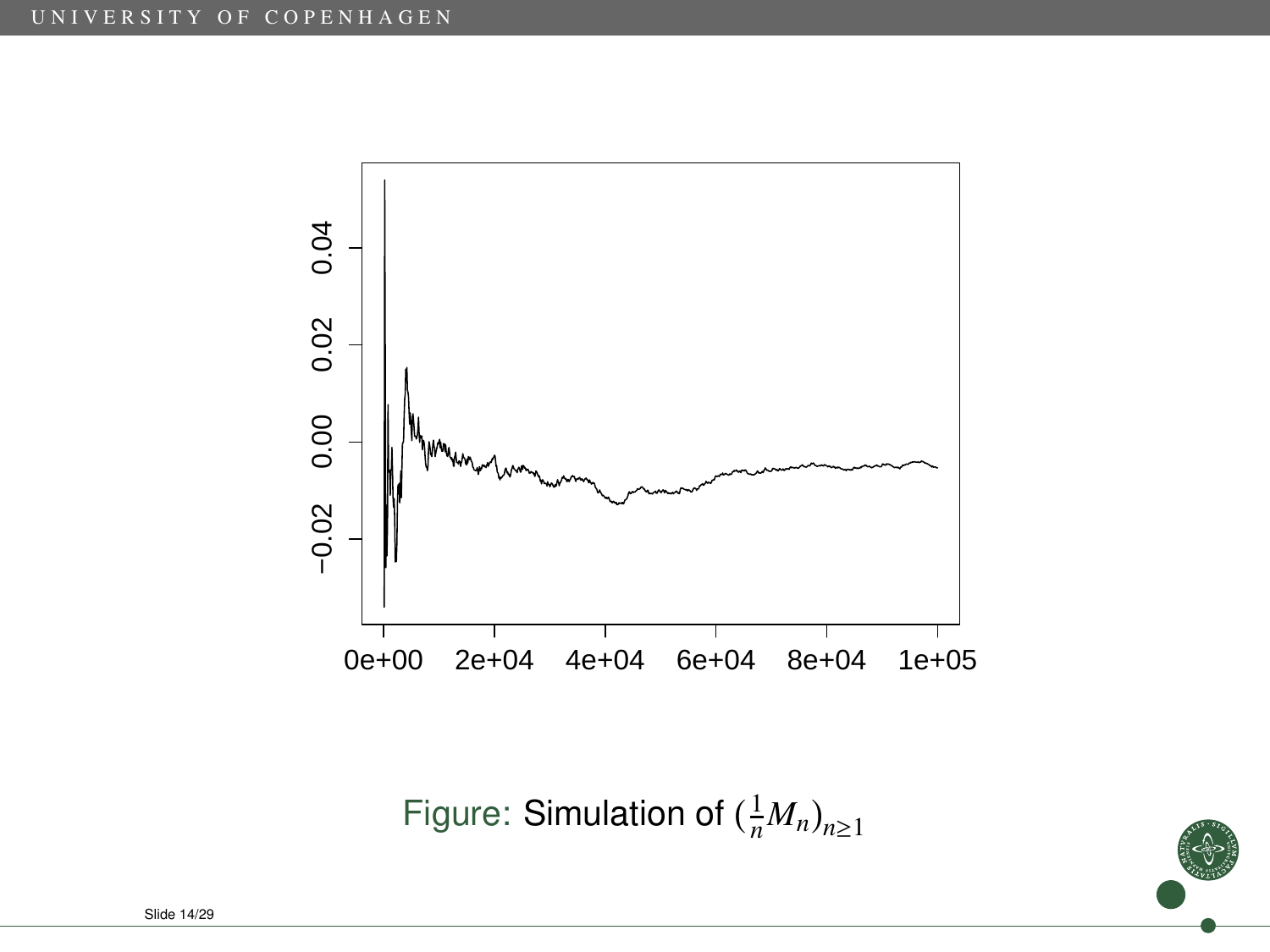Figure: Simulation of $(\frac{1}{n}M_n)_{n\geq 1}$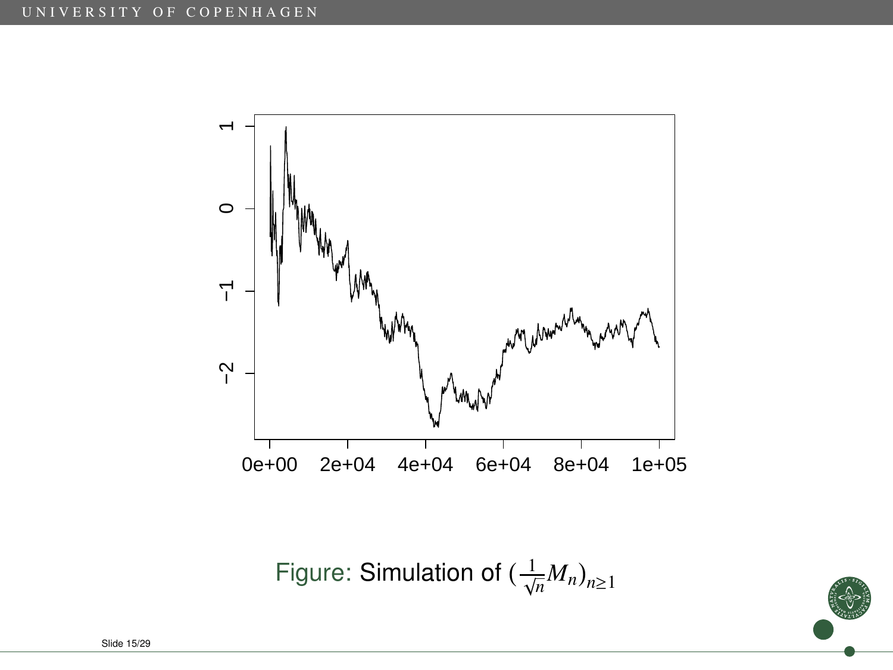Figure: Simulation of $(\frac{1}{\sqrt{n}} M_n)_{n \geq 1}$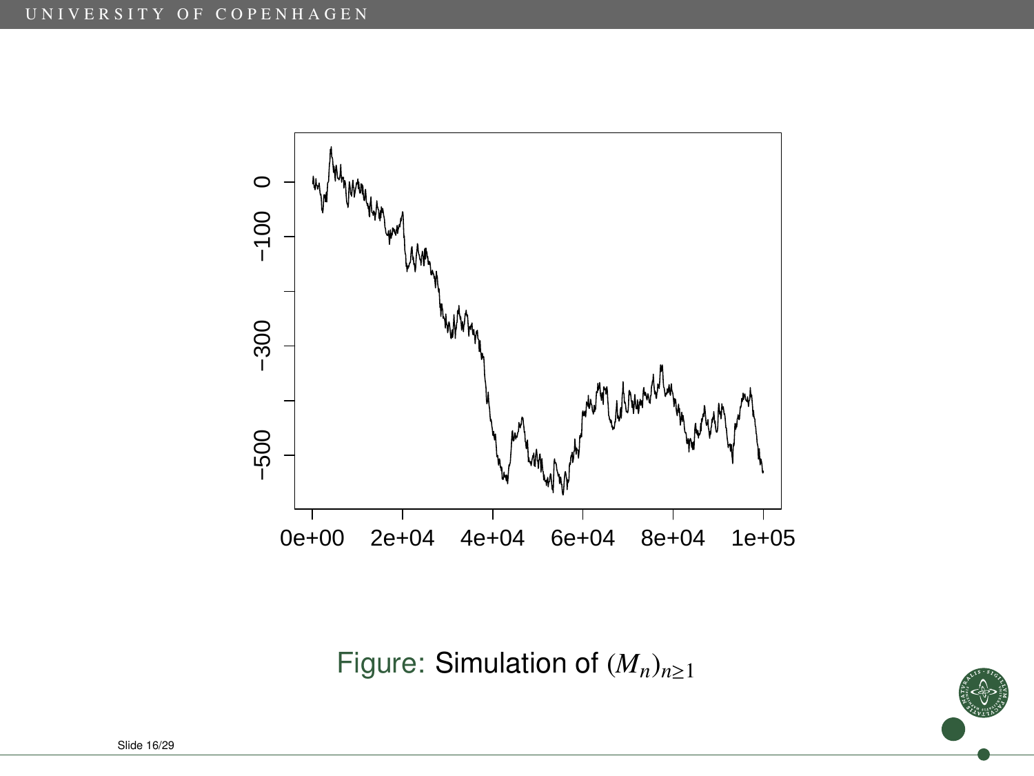Figure: Simulation of $(M_n)_{n\geq 1}$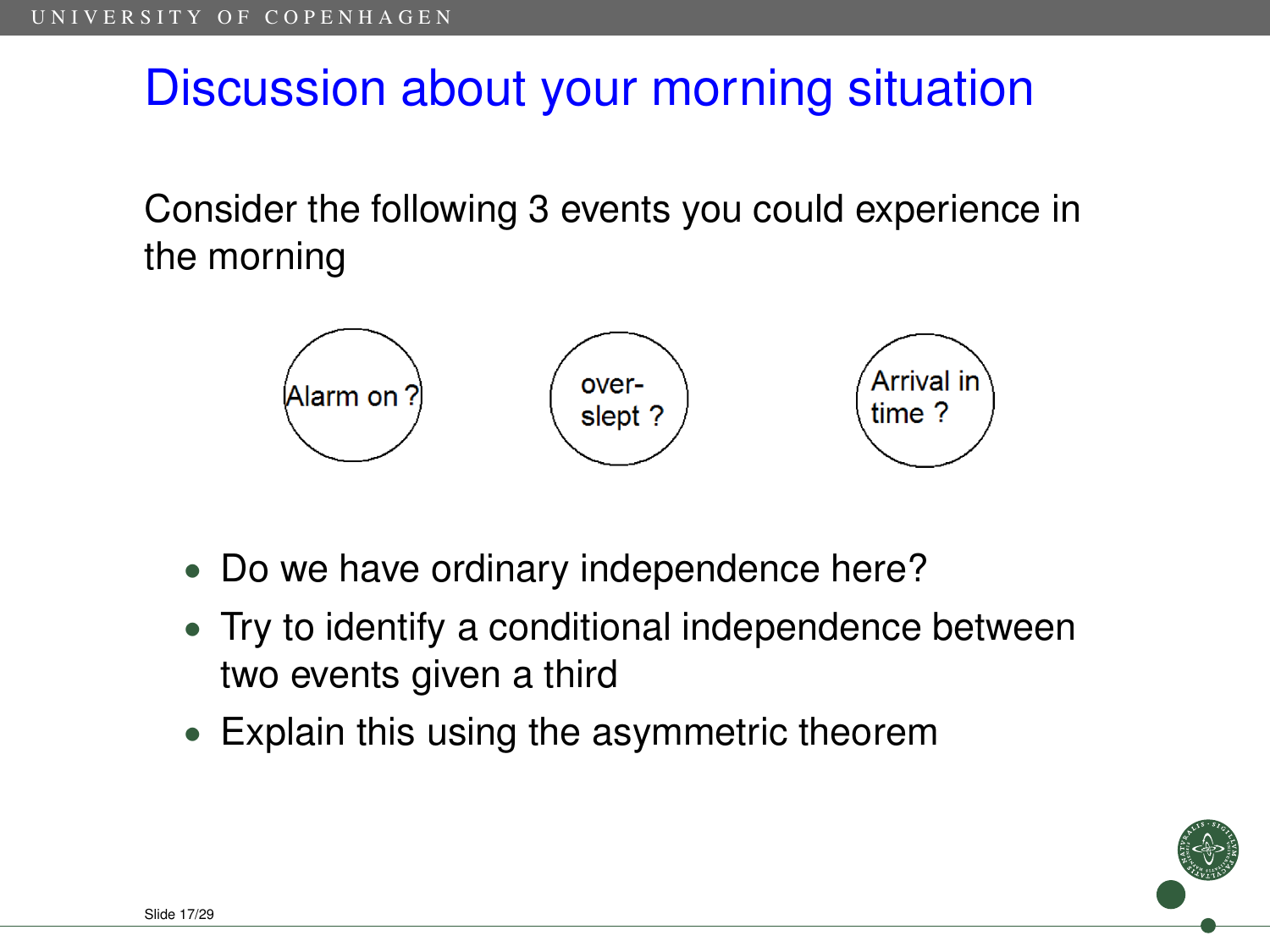# Discussion about your morning situation

Consider the following 3 events you could experience in the morning

Alarm on ?

over-slept ?

Arrival in time ?

- Do we have ordinary independence here?
- Try to identify a conditional independence between two events given a third
- Explain this using the asymmetric theorem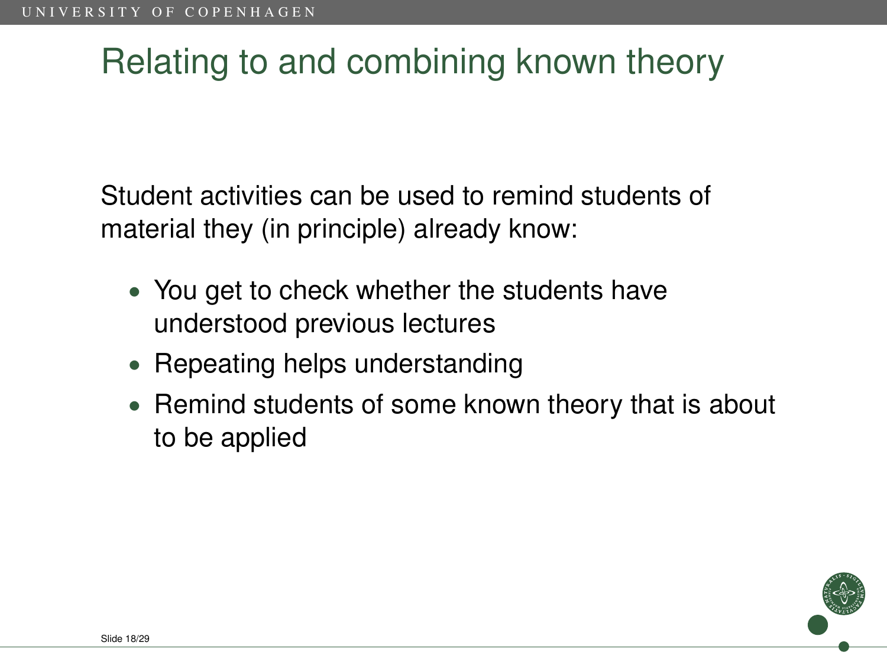# Relating to and combining known theory

Student activities can be used to remind students of material they (in principle) already know:

- You get to check whether the students have understood previous lectures
- Repeating helps understanding
- Remind students of some known theory that is about to be applied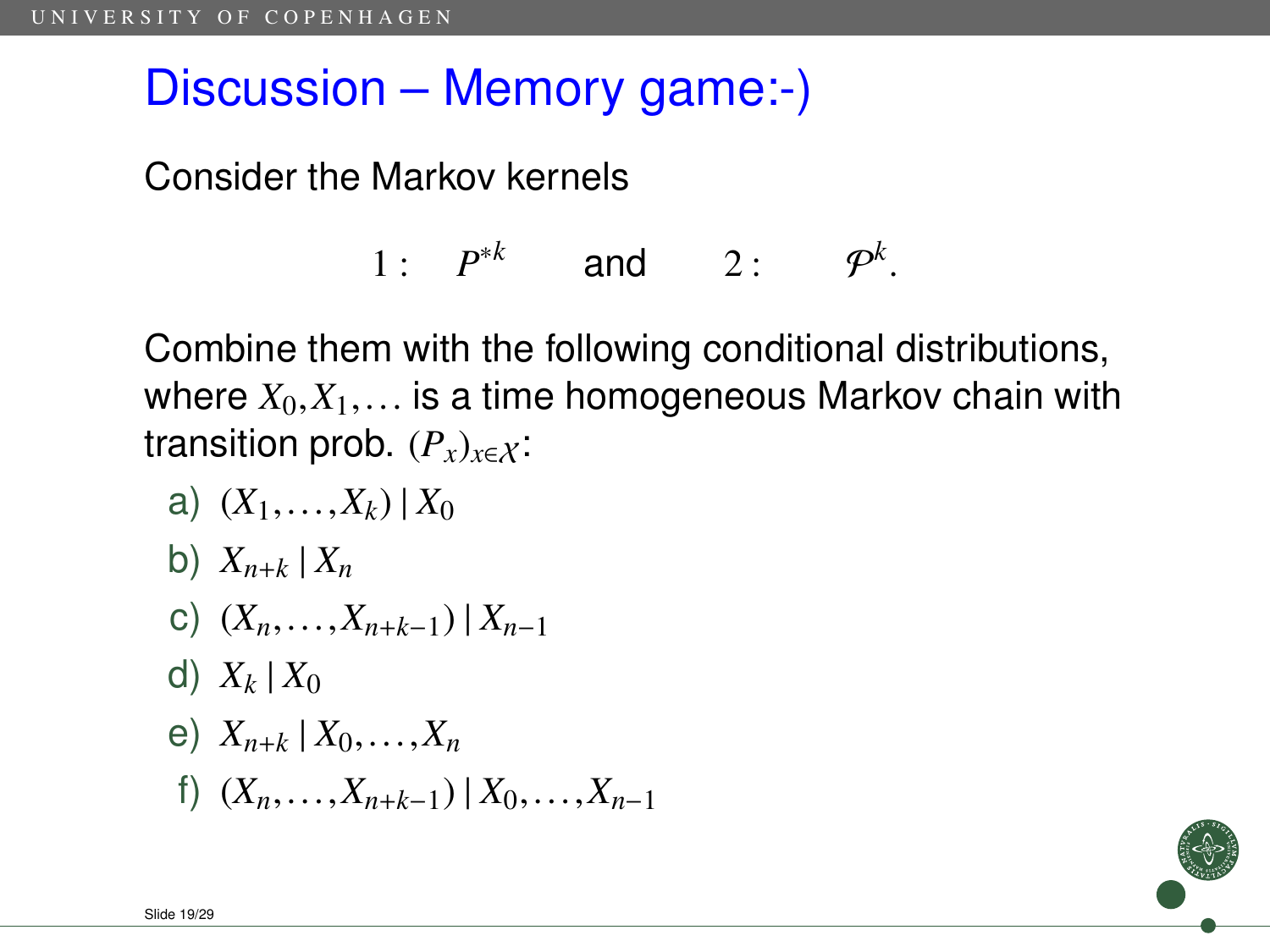# Discussion – Memory game:-)

Consider the Markov kernels

$$1: \quad P^{*k} \qquad \text{and} \qquad 2: \qquad \mathcal{P}^k.$$

Combine them with the following conditional distributions, where $X_0, X_1, \ldots$ is a time homogeneous Markov chain with transition prob. $(P_x)_{x \in \mathcal{X}}$:

a) $(X_1, \ldots, X_k) \,|\, X_0$

b) $X_{n+k} \,|\, X_n$

c) $(X_n, \ldots, X_{n+k-1}) \,|\, X_{n-1}$

d) $X_k \,|\, X_0$

e) $X_{n+k} \,|\, X_0, \ldots, X_n$

f) $(X_n, \ldots, X_{n+k-1}) \,|\, X_0, \ldots, X_{n-1}$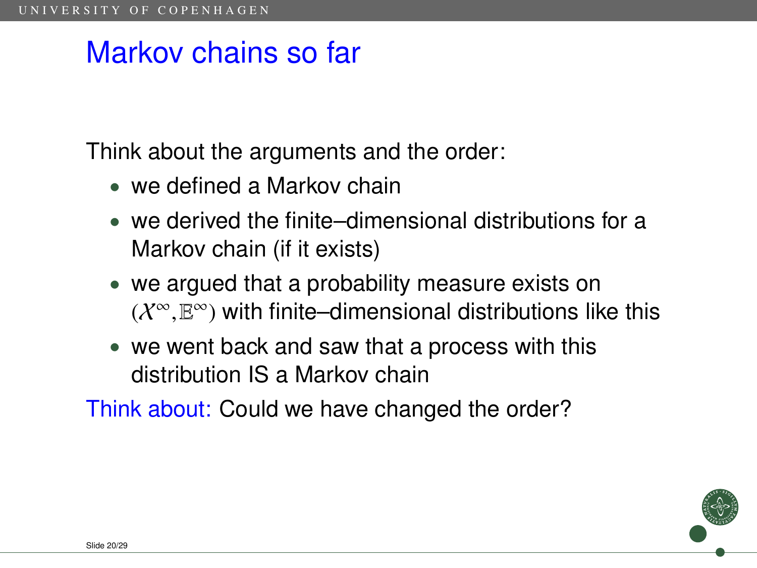# Markov chains so far

Think about the arguments and the order:

- we defined a Markov chain
- we derived the finite–dimensional distributions for a Markov chain (if it exists)
- we argued that a probability measure exists on $(\mathcal{X}^\infty, \mathbb{E}^\infty)$ with finite–dimensional distributions like this
- we went back and saw that a process with this distribution IS a Markov chain

Think about: Could we have changed the order?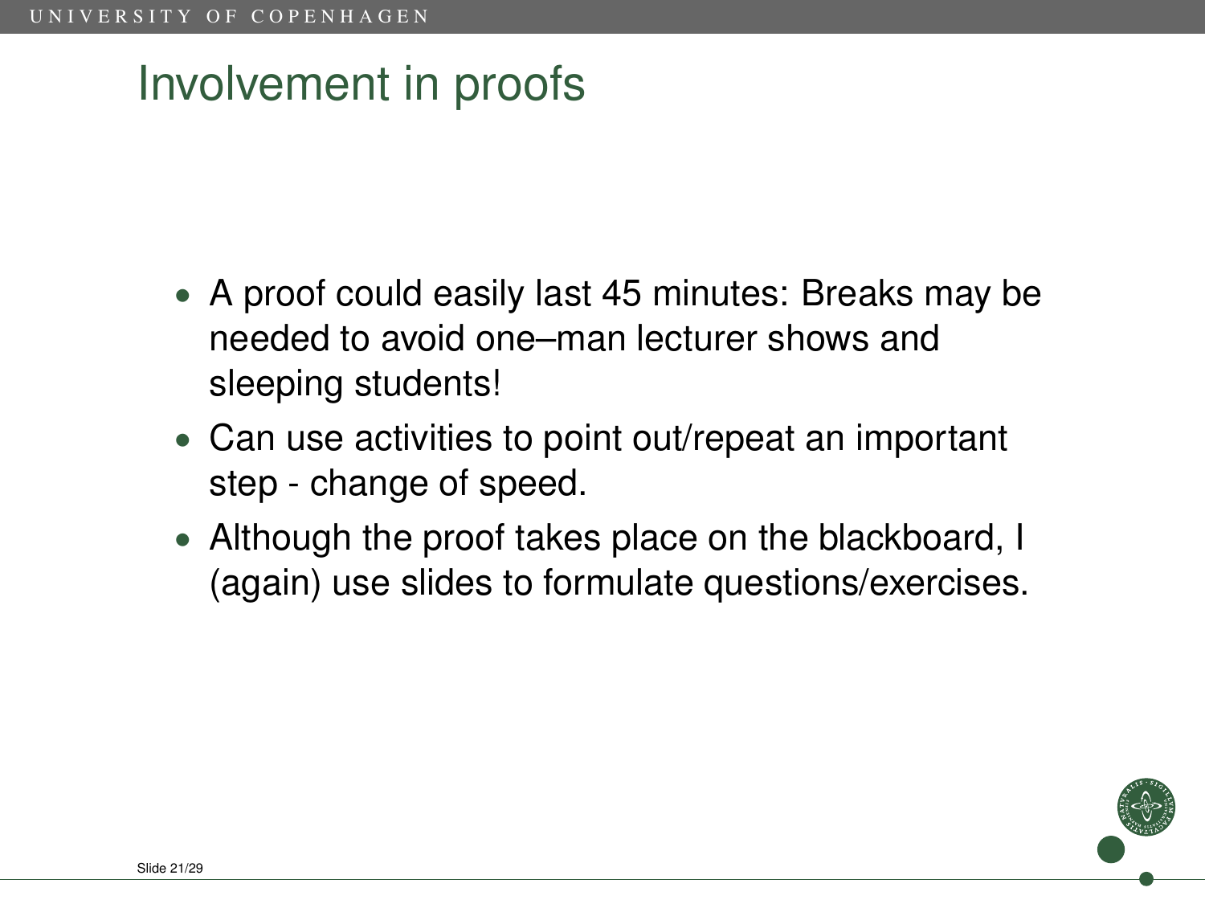# Involvement in proofs

- A proof could easily last 45 minutes: Breaks may be needed to avoid one–man lecturer shows and sleeping students!
- Can use activities to point out/repeat an important step - change of speed.
- Although the proof takes place on the blackboard, I (again) use slides to formulate questions/exercises.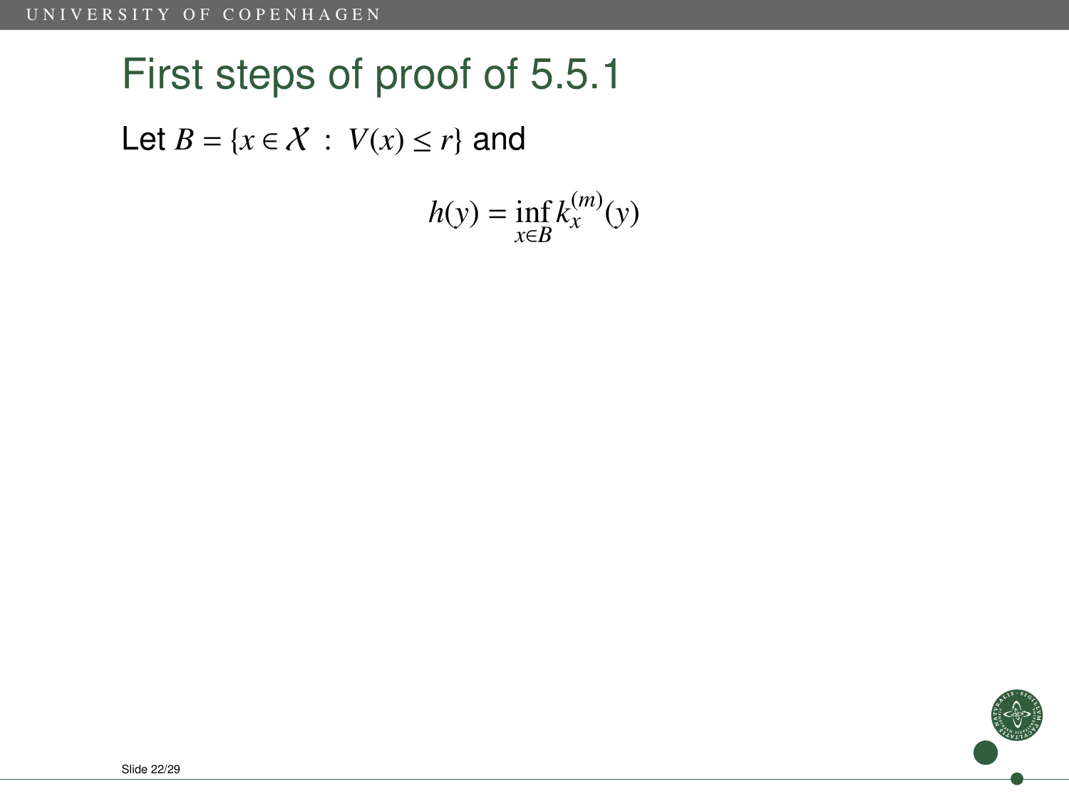# First steps of proof of 5.5.1

Let $B = \{x \in \mathcal{X} \ : \ V(x) \leq r\}$ and

$$h(y) = \inf_{x \in B} k_x^{(m)}(y)$$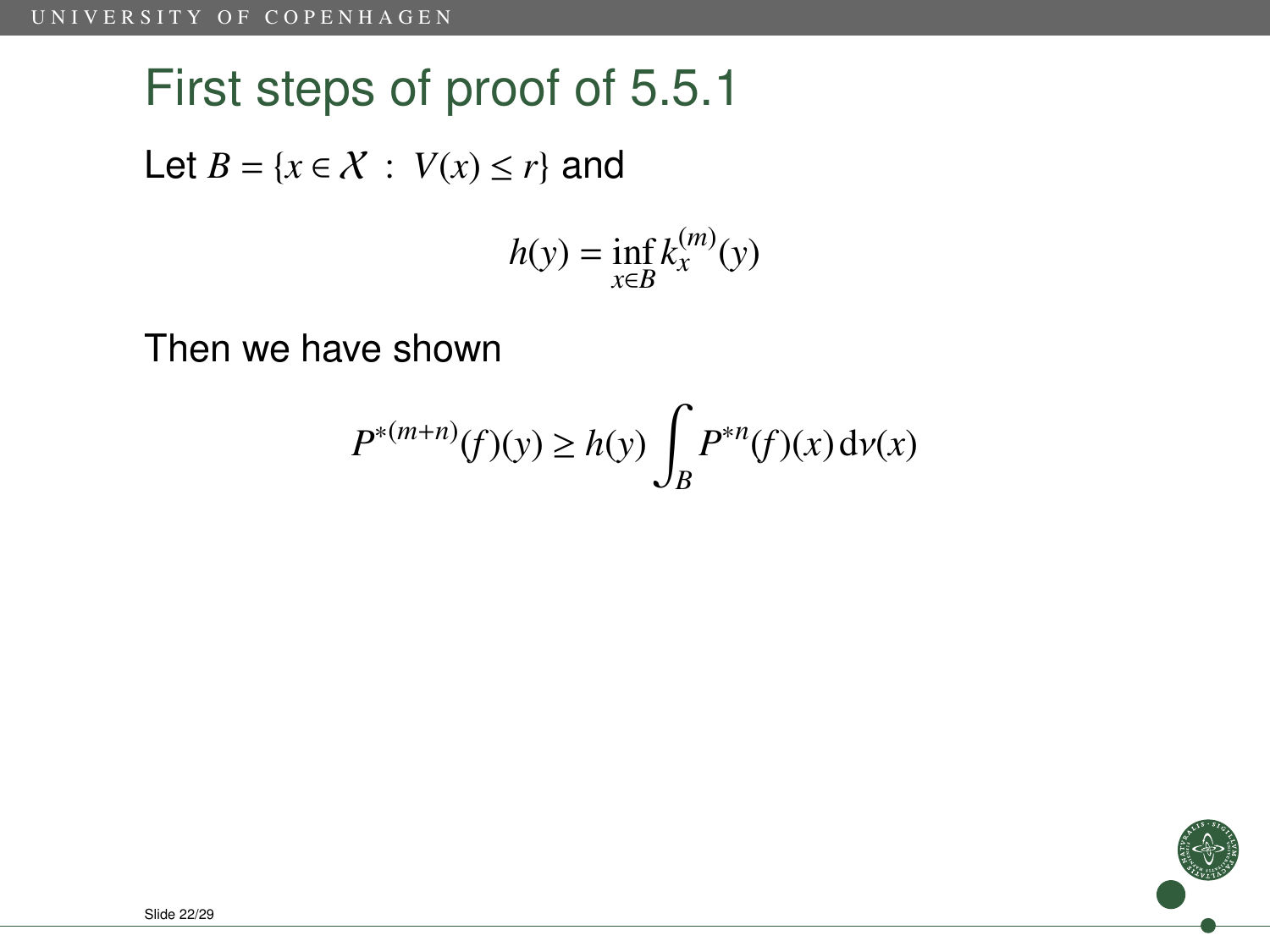# First steps of proof of 5.5.1

Let $B = \{x \in \mathcal{X} \; : \; V(x) \leq r\}$ and

$$h(y) = \inf_{x \in B} k_x^{(m)}(y)$$

Then we have shown

$$P^{*(m+n)}(f)(y) \geq h(y) \int_B P^{*n}(f)(x) \, \mathrm{d}\nu(x)$$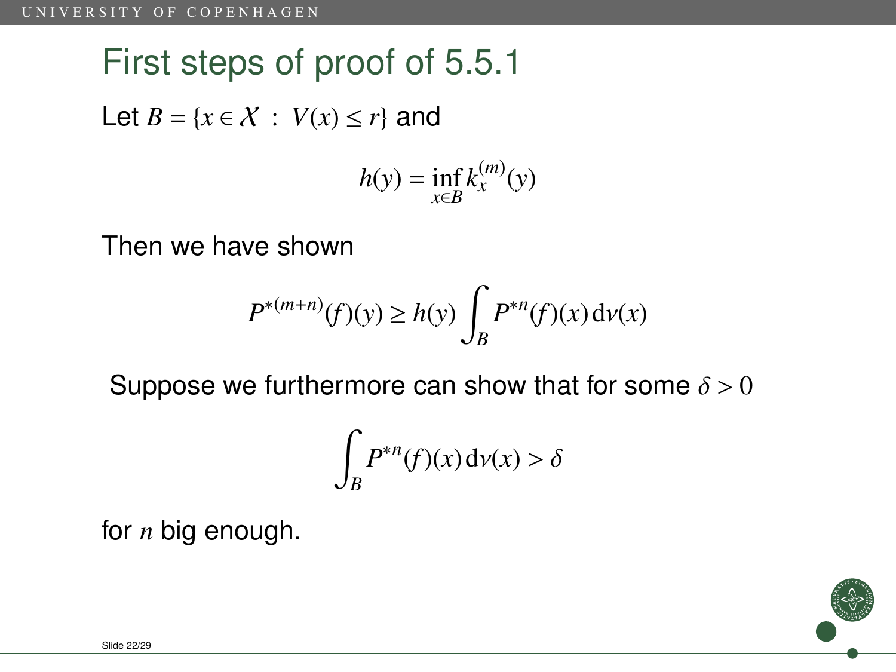# First steps of proof of 5.5.1

Let $B = \{x \in \mathcal{X} \ : \ V(x) \leq r\}$ and

$$h(y) = \inf_{x \in B} k_x^{(m)}(y)$$

Then we have shown

$$P^{*(m+n)}(f)(y) \geq h(y) \int_B P^{*n}(f)(x)\,\mathrm{d}\nu(x)$$

Suppose we furthermore can show that for some $\delta > 0$

$$\int_B P^{*n}(f)(x)\,\mathrm{d}\nu(x) > \delta$$

for $n$ big enough.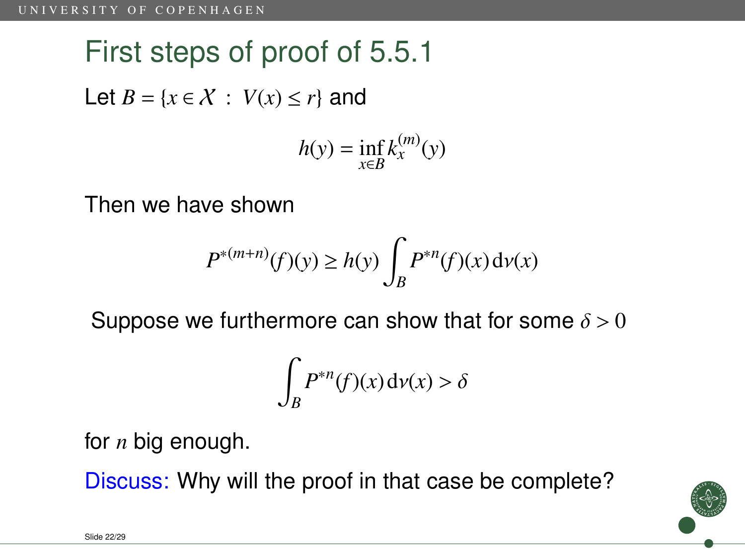# First steps of proof of 5.5.1

Let $B = \{x \in \mathcal{X} \ : \ V(x) \leq r\}$ and

$$h(y) = \inf_{x \in B} k_x^{(m)}(y)$$

Then we have shown

$$P^{*(m+n)}(f)(y) \geq h(y) \int_B P^{*n}(f)(x) \, \mathrm{d}\nu(x)$$

Suppose we furthermore can show that for some $\delta > 0$

$$\int_B P^{*n}(f)(x) \, \mathrm{d}\nu(x) > \delta$$

for $n$ big enough.

Discuss: Why will the proof in that case be complete?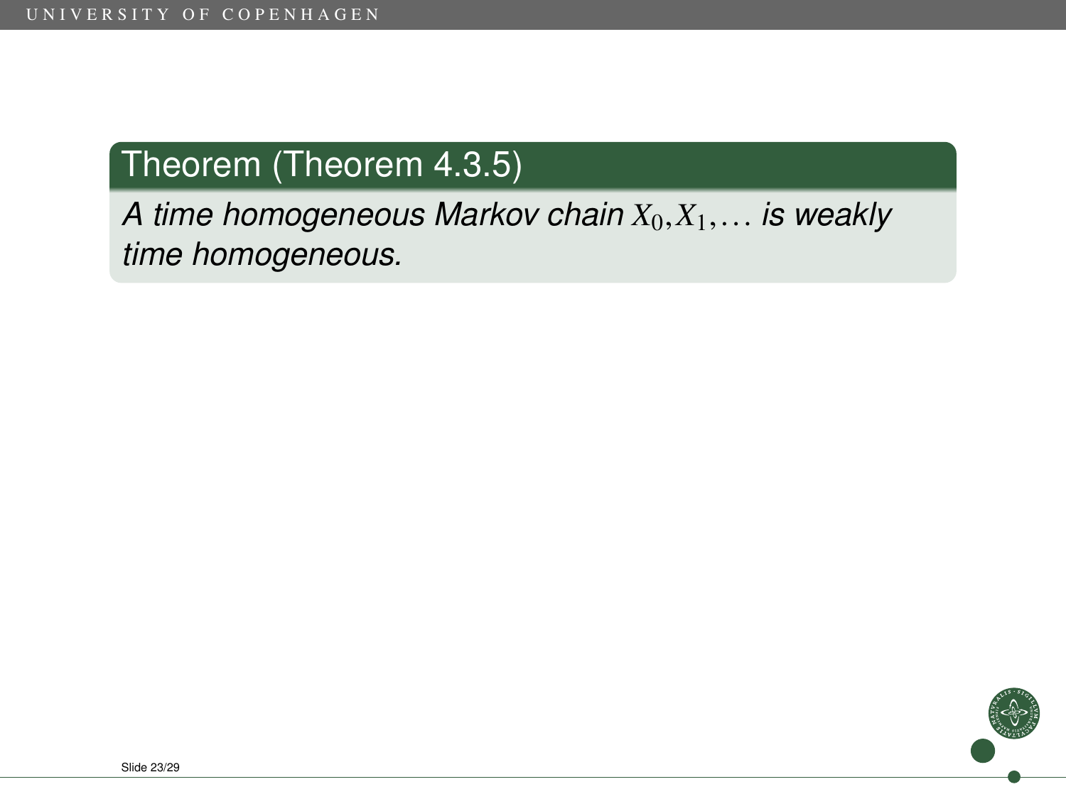**Theorem (Theorem 4.3.5)**

*A time homogeneous Markov chain $X_0, X_1, \ldots$ is weakly time homogeneous.*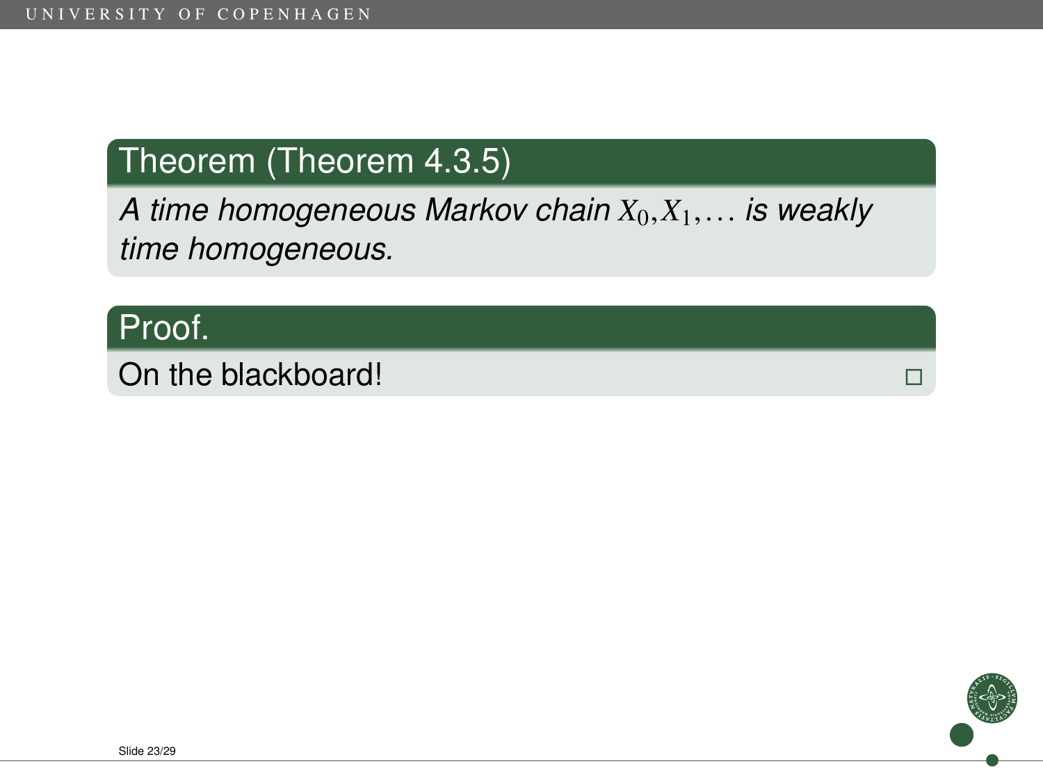**Theorem (Theorem 4.3.5)**

*A time homogeneous Markov chain $X_0, X_1, \ldots$ is weakly time homogeneous.*

**Proof.**

On the blackboard! □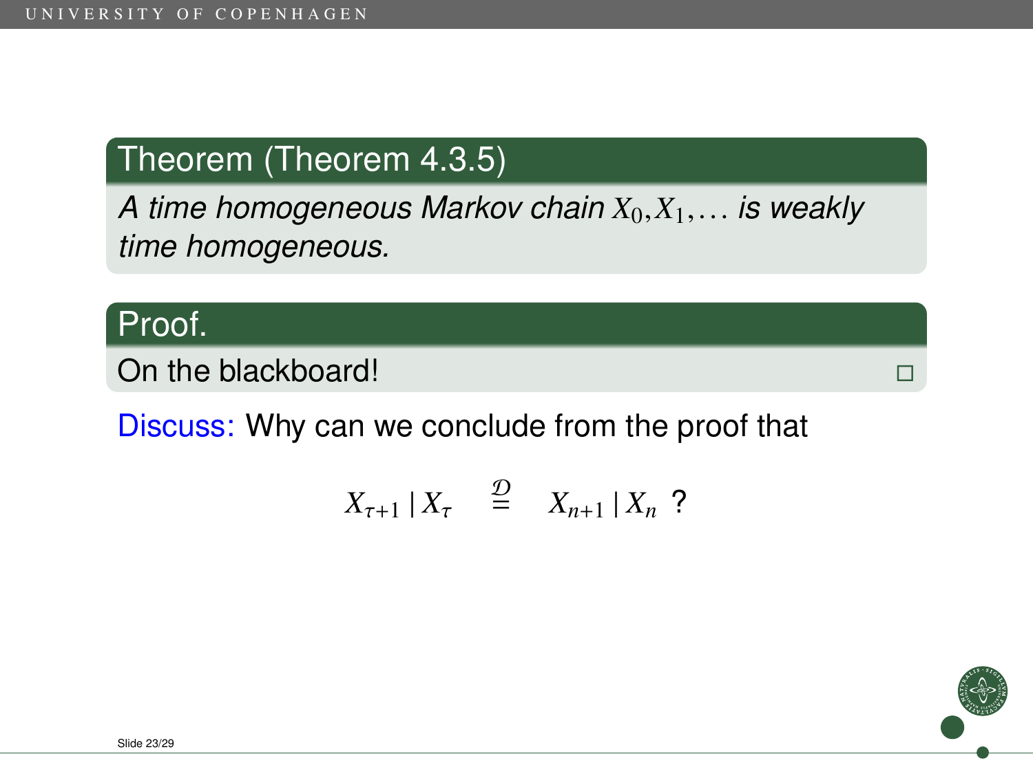**Theorem (Theorem 4.3.5)**

*A time homogeneous Markov chain $X_0, X_1, \dots$ is weakly time homogeneous.*

**Proof.**

On the blackboard! □

Discuss: Why can we conclude from the proof that

$$X_{\tau+1} \mid X_\tau \quad \stackrel{\mathcal{D}}{=} \quad X_{n+1} \mid X_n \text{ ?}$$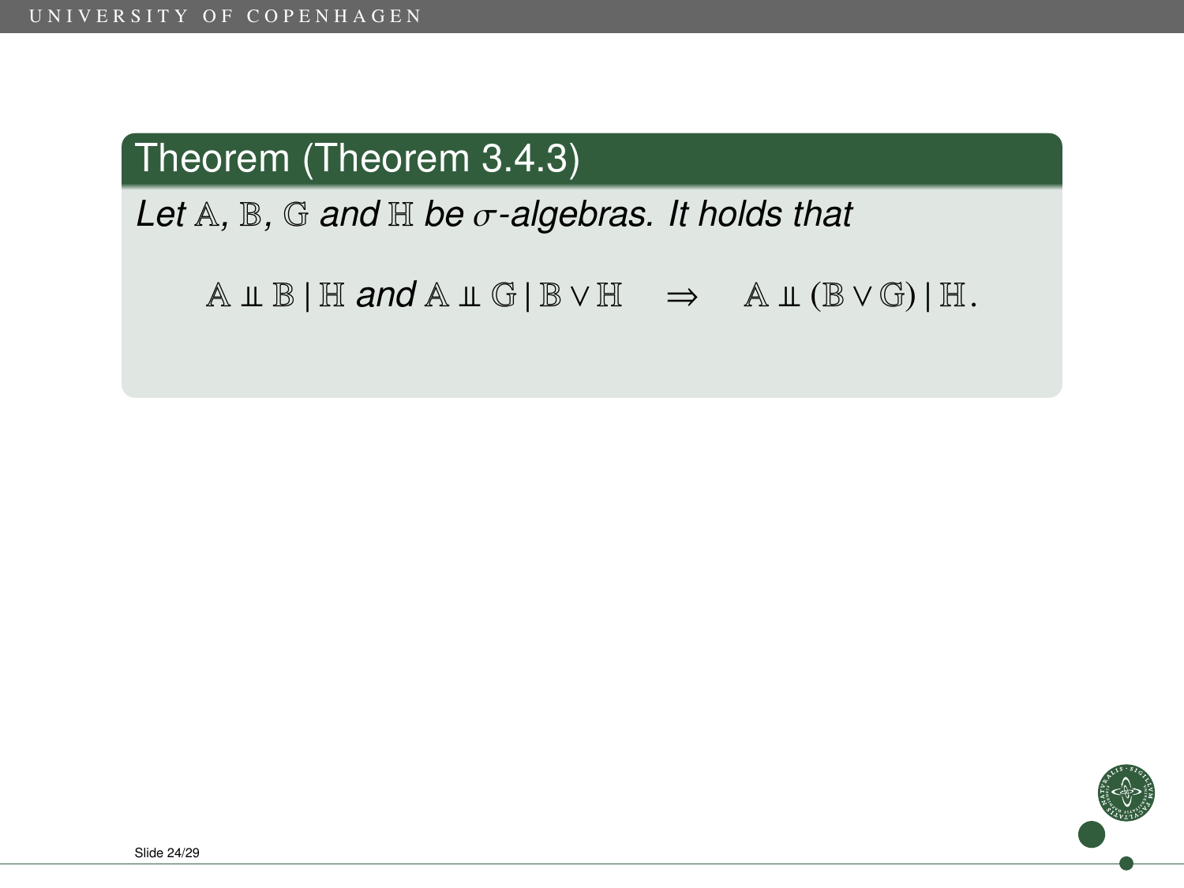**Theorem (Theorem 3.4.3)**

*Let $\mathbb{A}$, $\mathbb{B}$, $\mathbb{G}$ and $\mathbb{H}$ be $\sigma$-algebras. It holds that*

$$\mathbb{A} \perp\!\!\!\perp \mathbb{B} \mid \mathbb{H} \text{ and } \mathbb{A} \perp\!\!\!\perp \mathbb{G} \mid \mathbb{B} \vee \mathbb{H} \quad \Rightarrow \quad \mathbb{A} \perp\!\!\!\perp (\mathbb{B} \vee \mathbb{G}) \mid \mathbb{H}.$$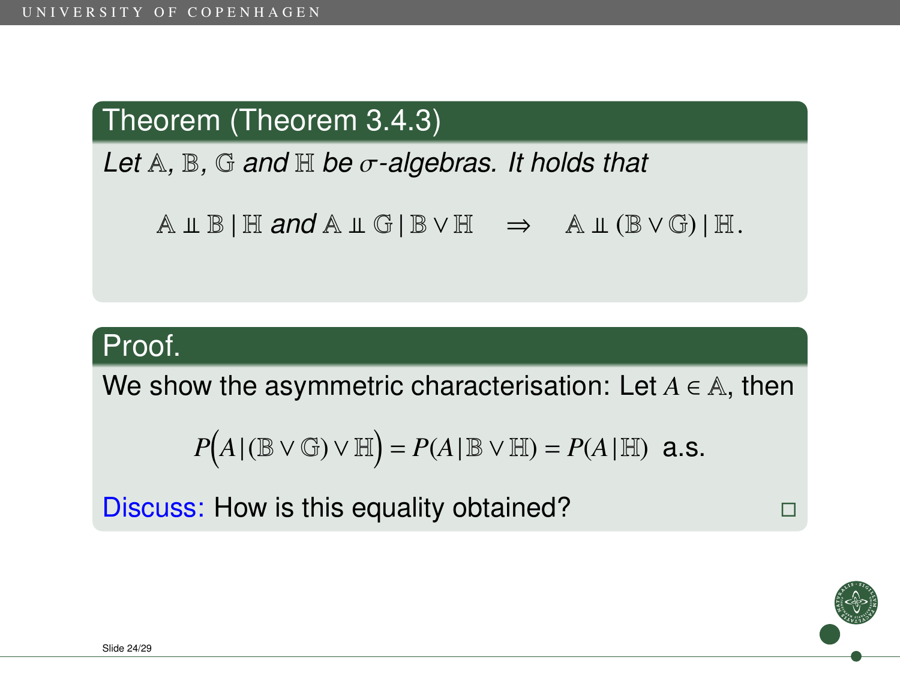## Theorem (Theorem 3.4.3)

*Let $\mathbb{A}$, $\mathbb{B}$, $\mathbb{G}$ and $\mathbb{H}$ be $\sigma$-algebras. It holds that*

$$\mathbb{A} \perp\!\!\!\perp \mathbb{B} \,|\, \mathbb{H} \text{ and } \mathbb{A} \perp\!\!\!\perp \mathbb{G} \,|\, \mathbb{B} \vee \mathbb{H} \quad \Rightarrow \quad \mathbb{A} \perp\!\!\!\perp (\mathbb{B} \vee \mathbb{G}) \,|\, \mathbb{H}.$$

## Proof.

We show the asymmetric characterisation: Let $A \in \mathbb{A}$, then

$$P\Big(A \,|\, (\mathbb{B} \vee \mathbb{G}) \vee \mathbb{H}\Big) = P(A \,|\, \mathbb{B} \vee \mathbb{H}) = P(A \,|\, \mathbb{H}) \text{ a.s.}$$

Discuss: How is this equality obtained? □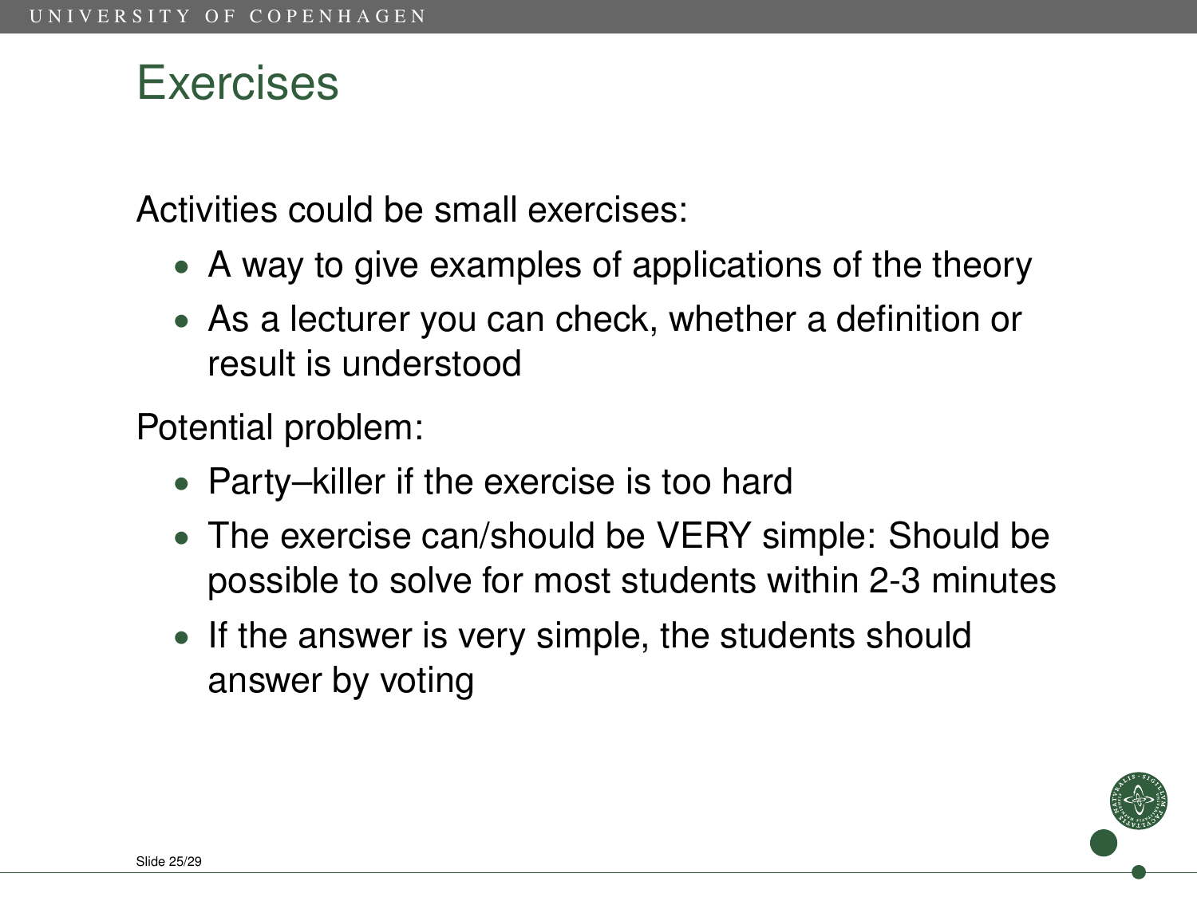# Exercises

Activities could be small exercises:

- A way to give examples of applications of the theory
- As a lecturer you can check, whether a definition or result is understood

Potential problem:

- Party–killer if the exercise is too hard
- The exercise can/should be VERY simple: Should be possible to solve for most students within 2-3 minutes
- If the answer is very simple, the students should answer by voting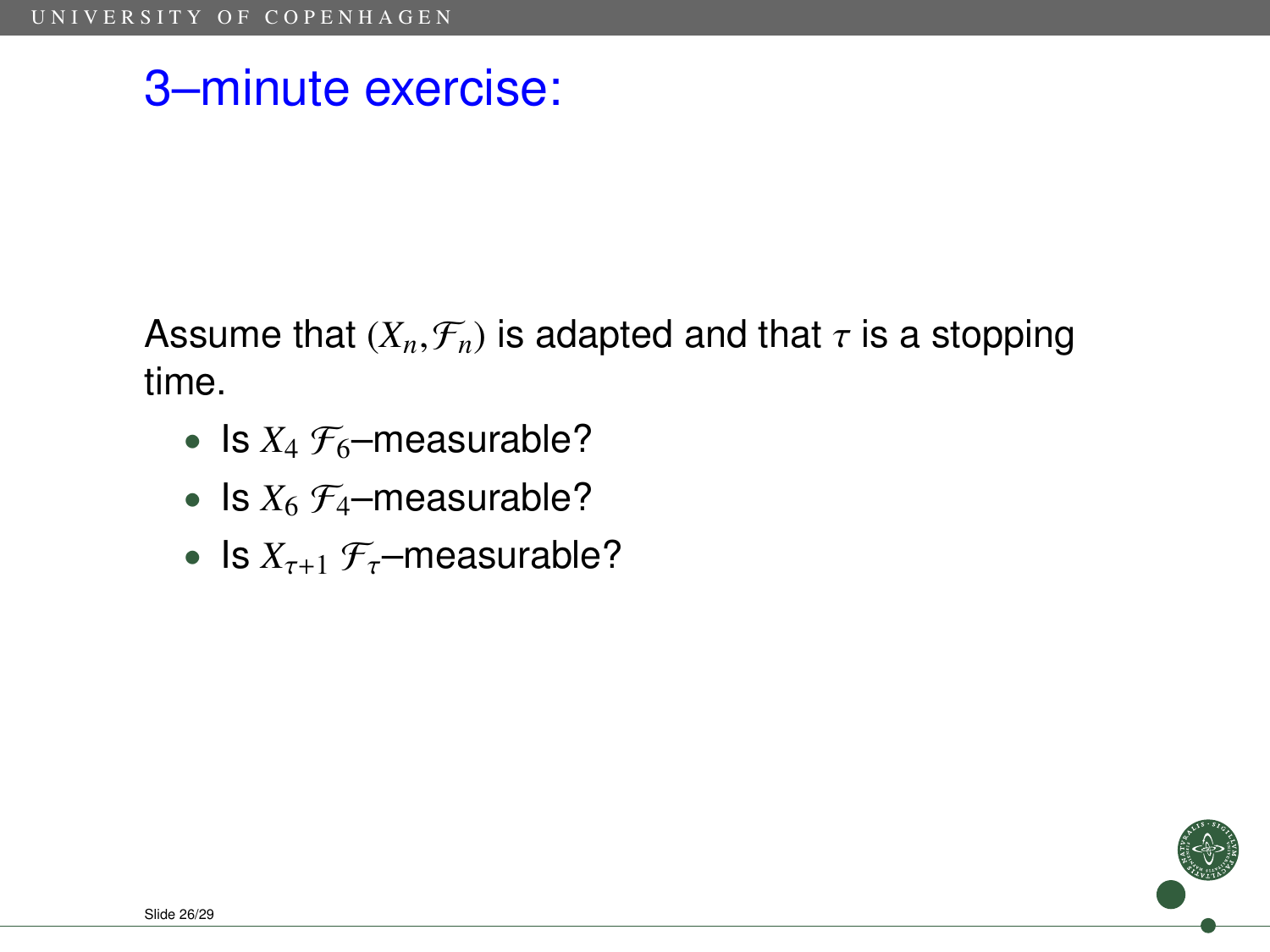# 3–minute exercise:

Assume that $(X_n, \mathcal{F}_n)$ is adapted and that $\tau$ is a stopping time.

- Is $X_4$ $\mathcal{F}_6$–measurable?
- Is $X_6$ $\mathcal{F}_4$–measurable?
- Is $X_{\tau+1}$ $\mathcal{F}_\tau$–measurable?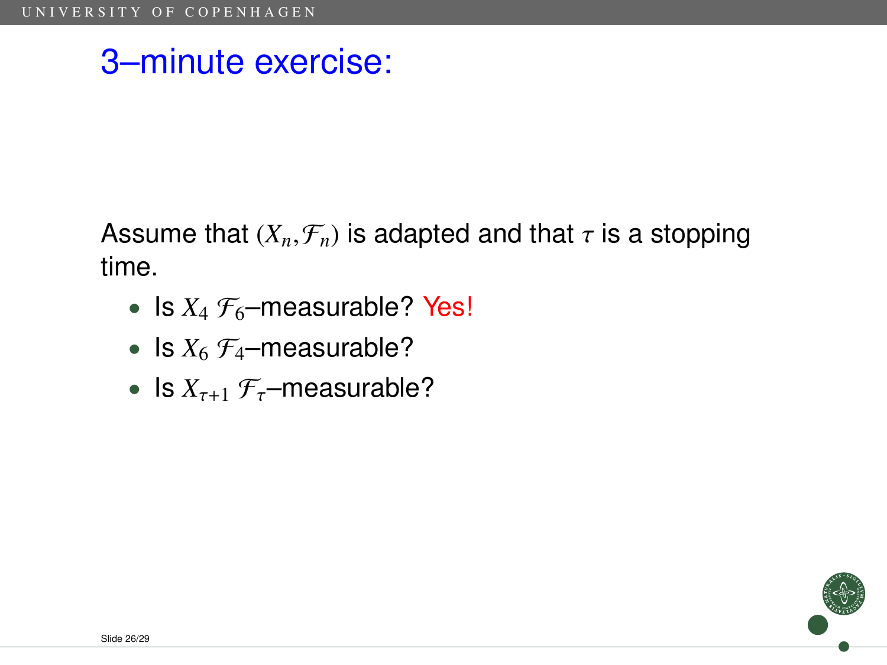# 3–minute exercise:

Assume that $(X_n, \mathcal{F}_n)$ is adapted and that $\tau$ is a stopping time.

- Is $X_4$ $\mathcal{F}_6$–measurable? Yes!
- Is $X_6$ $\mathcal{F}_4$–measurable?
- Is $X_{\tau+1}$ $\mathcal{F}_\tau$–measurable?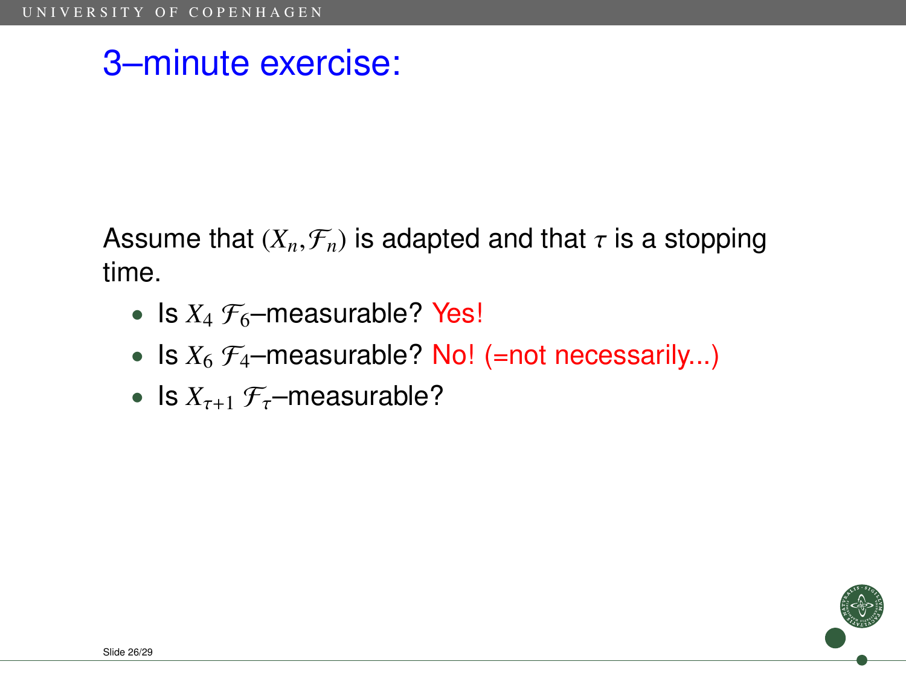# 3–minute exercise:

Assume that $(X_n, \mathcal{F}_n)$ is adapted and that $\tau$ is a stopping time.

- Is $X_4$ $\mathcal{F}_6$–measurable? Yes!
- Is $X_6$ $\mathcal{F}_4$–measurable? No! (=not necessarily...)
- Is $X_{\tau+1}$ $\mathcal{F}_\tau$–measurable?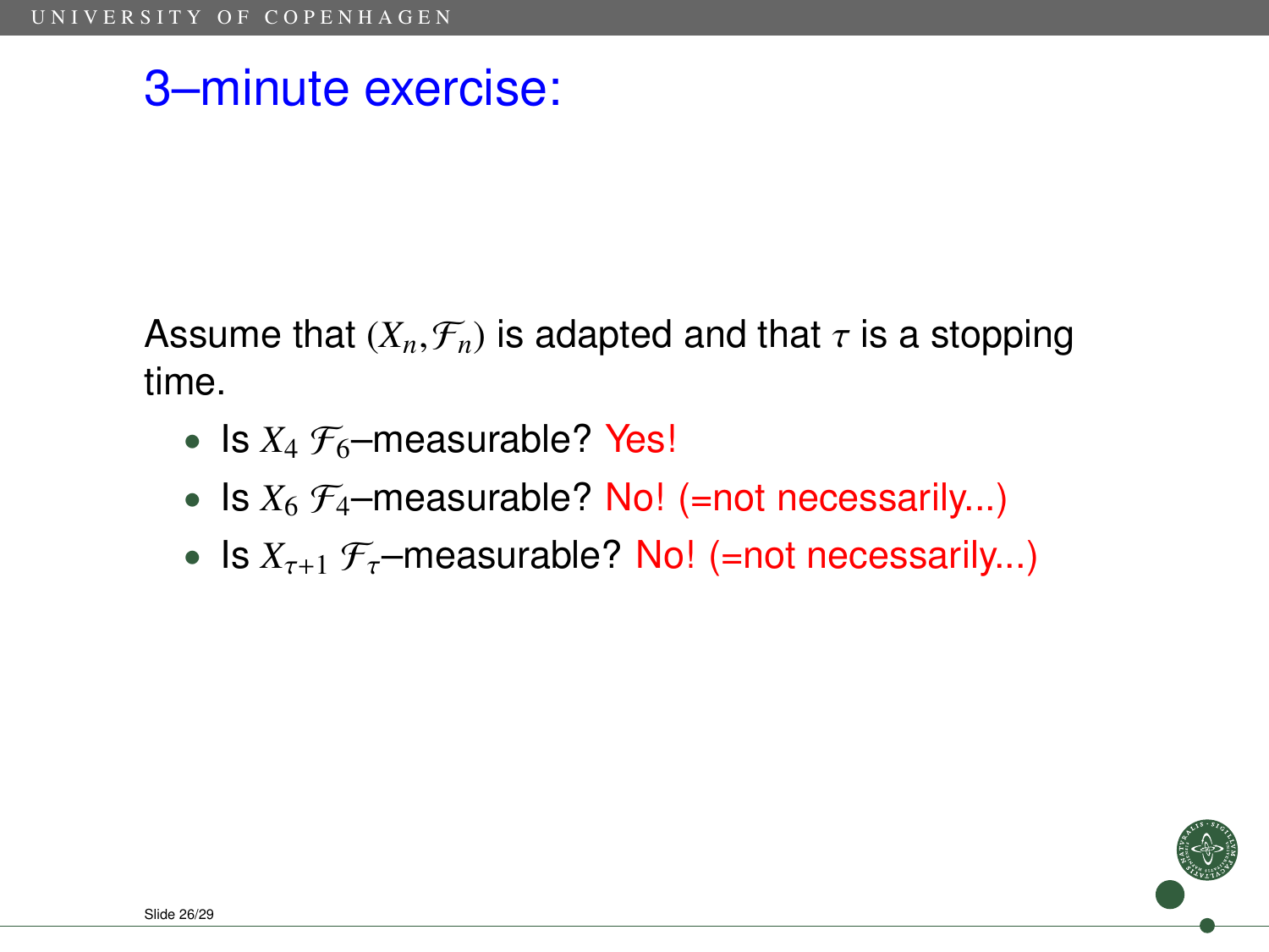# 3–minute exercise:

Assume that $(X_n, \mathcal{F}_n)$ is adapted and that $\tau$ is a stopping time.

- Is $X_4$ $\mathcal{F}_6$–measurable? Yes!
- Is $X_6$ $\mathcal{F}_4$–measurable? No! (=not necessarily...)
- Is $X_{\tau+1}$ $\mathcal{F}_\tau$–measurable? No! (=not necessarily...)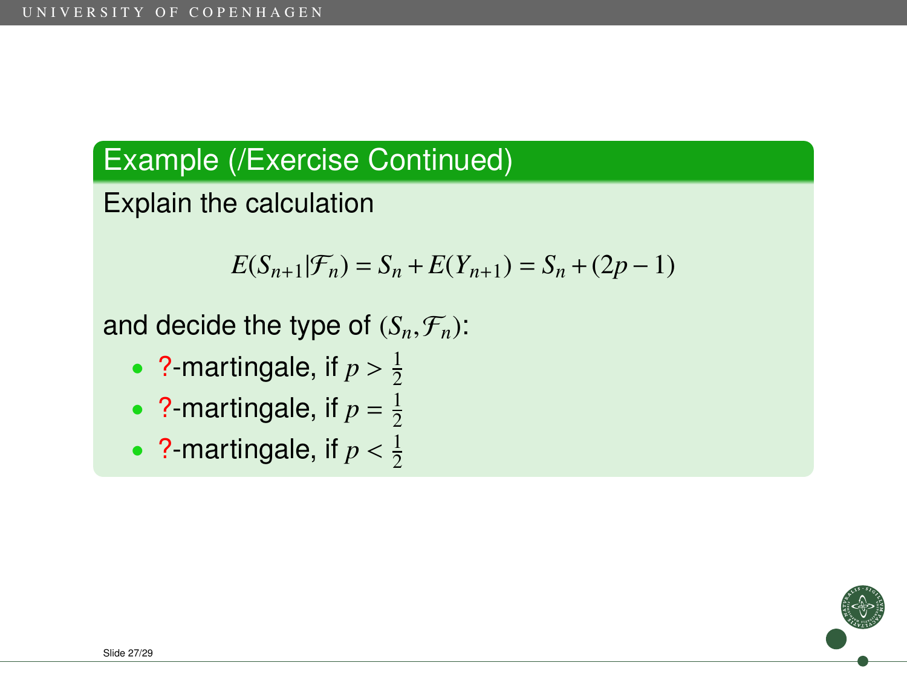## Example (/Exercise Continued)

Explain the calculation

$$E(S_{n+1}|\mathcal{F}_n) = S_n + E(Y_{n+1}) = S_n + (2p - 1)$$

and decide the type of $(S_n, \mathcal{F}_n)$:

- ?-martingale, if $p > \frac{1}{2}$
- ?-martingale, if $p = \frac{1}{2}$
- ?-martingale, if $p < \frac{1}{2}$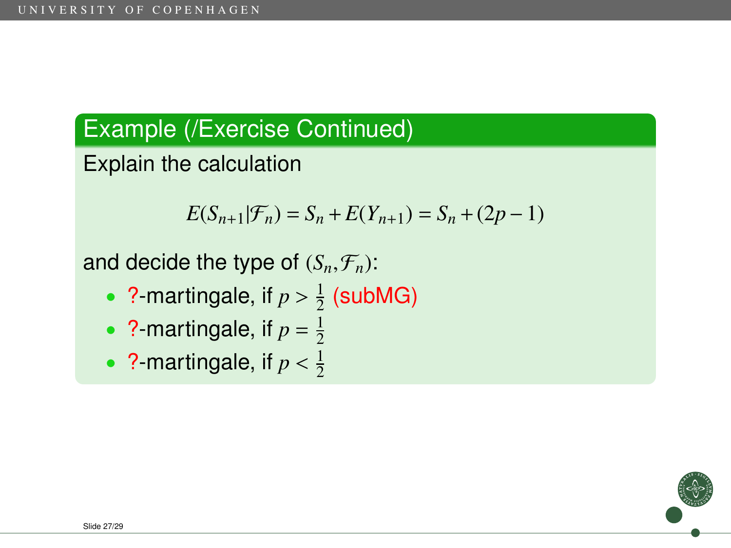## Example (/Exercise Continued)

Explain the calculation

$$E(S_{n+1}|\mathcal{F}_n) = S_n + E(Y_{n+1}) = S_n + (2p - 1)$$

and decide the type of $(S_n, \mathcal{F}_n)$:

- ?-martingale, if $p > \frac{1}{2}$ (subMG)
- ?-martingale, if $p = \frac{1}{2}$
- ?-martingale, if $p < \frac{1}{2}$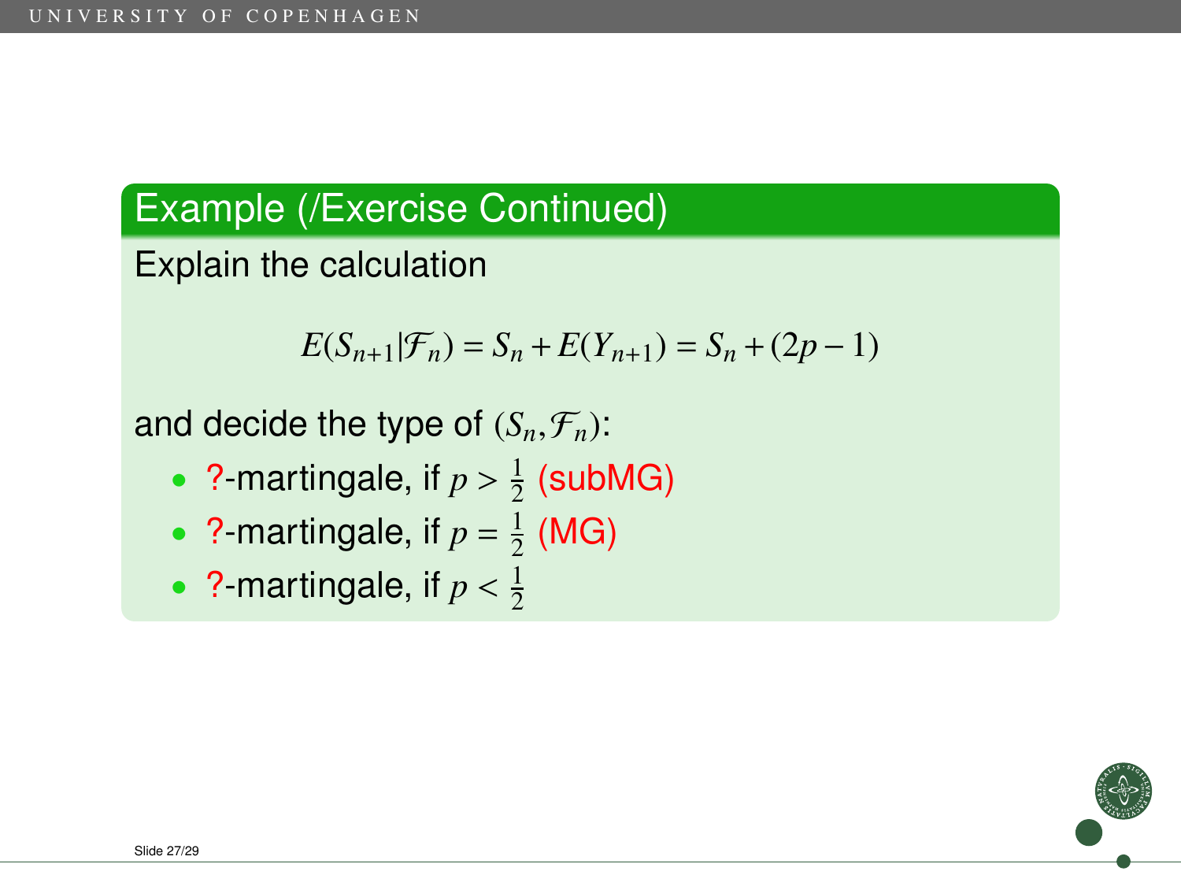## Example (/Exercise Continued)

Explain the calculation

$$E(S_{n+1}|\mathcal{F}_n) = S_n + E(Y_{n+1}) = S_n + (2p-1)$$

and decide the type of $(S_n, \mathcal{F}_n)$:

- ?-martingale, if $p > \frac{1}{2}$ (subMG)
- ?-martingale, if $p = \frac{1}{2}$ (MG)
- ?-martingale, if $p < \frac{1}{2}$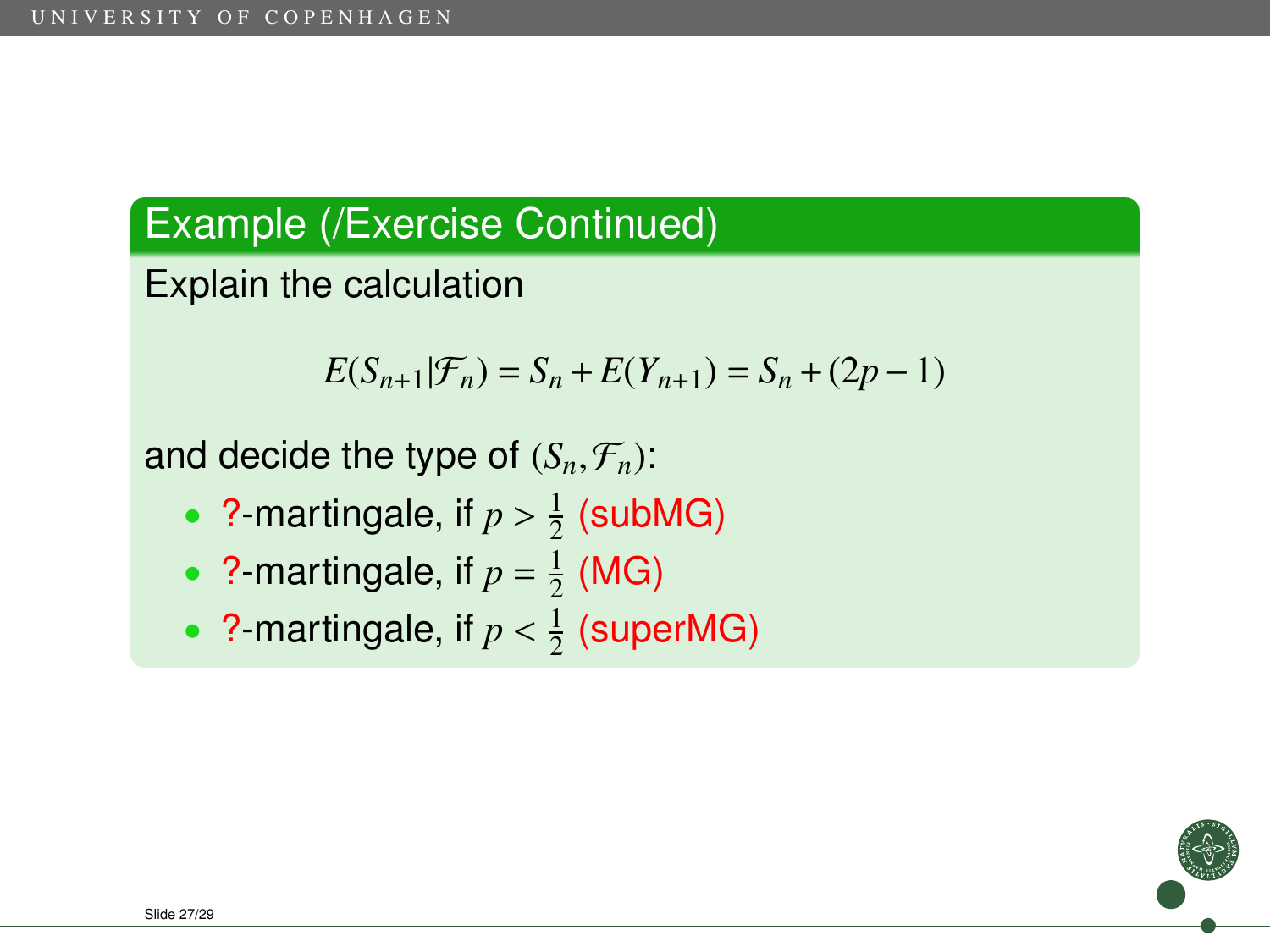## Example (/Exercise Continued)

Explain the calculation

$$E(S_{n+1}|\mathcal{F}_n) = S_n + E(Y_{n+1}) = S_n + (2p-1)$$

and decide the type of $(S_n, \mathcal{F}_n)$:

- ?-martingale, if $p > \frac{1}{2}$ (subMG)
- ?-martingale, if $p = \frac{1}{2}$ (MG)
- ?-martingale, if $p < \frac{1}{2}$ (superMG)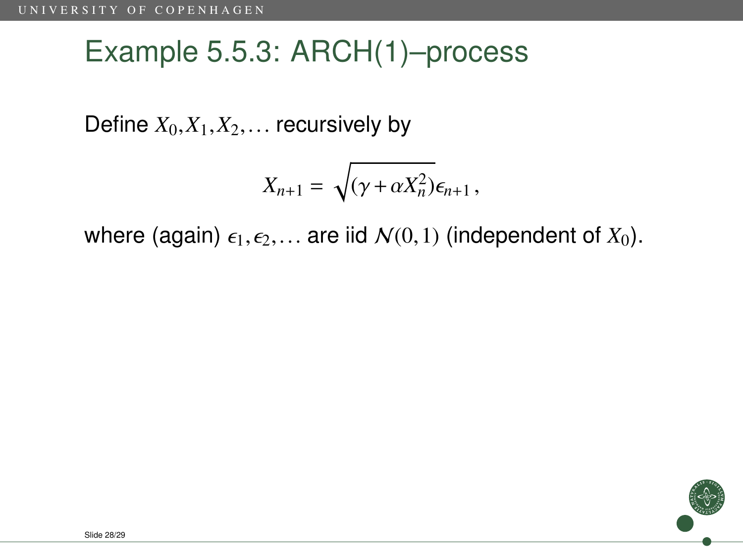# Example 5.5.3: ARCH(1)–process

Define $X_0, X_1, X_2, \ldots$ recursively by

$$X_{n+1} = \sqrt{(\gamma + \alpha X_n^2)}\epsilon_{n+1} \, ,$$

where (again) $\epsilon_1, \epsilon_2, \ldots$ are iid $\mathcal{N}(0,1)$ (independent of $X_0$).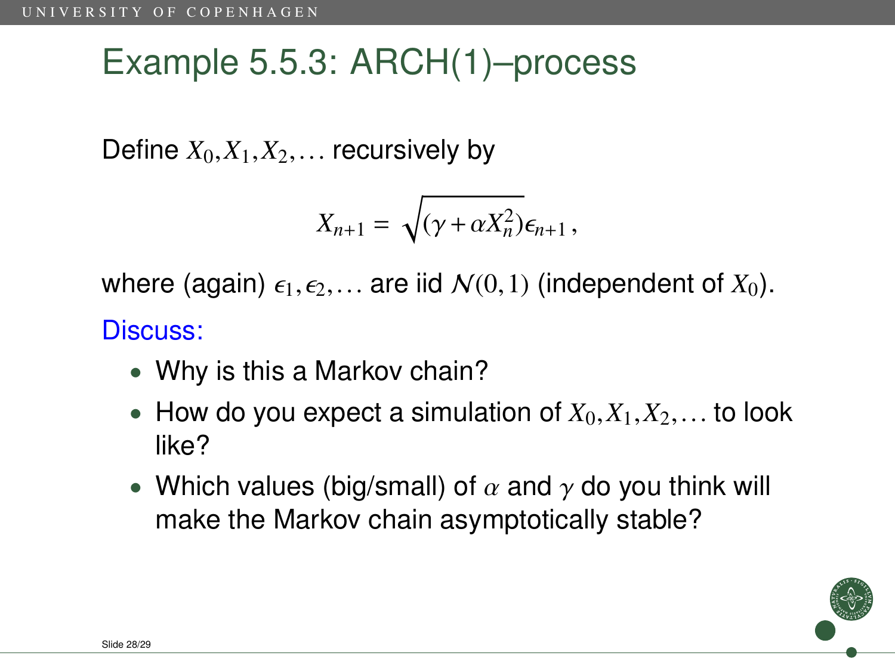# Example 5.5.3: ARCH(1)–process

Define $X_0, X_1, X_2, \ldots$ recursively by

$$X_{n+1} = \sqrt{(\gamma + \alpha X_n^2)}\epsilon_{n+1},$$

where (again) $\epsilon_1, \epsilon_2, \ldots$ are iid $\mathcal{N}(0,1)$ (independent of $X_0$).

Discuss:

- Why is this a Markov chain?
- How do you expect a simulation of $X_0, X_1, X_2, \ldots$ to look like?
- Which values (big/small) of $\alpha$ and $\gamma$ do you think will make the Markov chain asymptotically stable?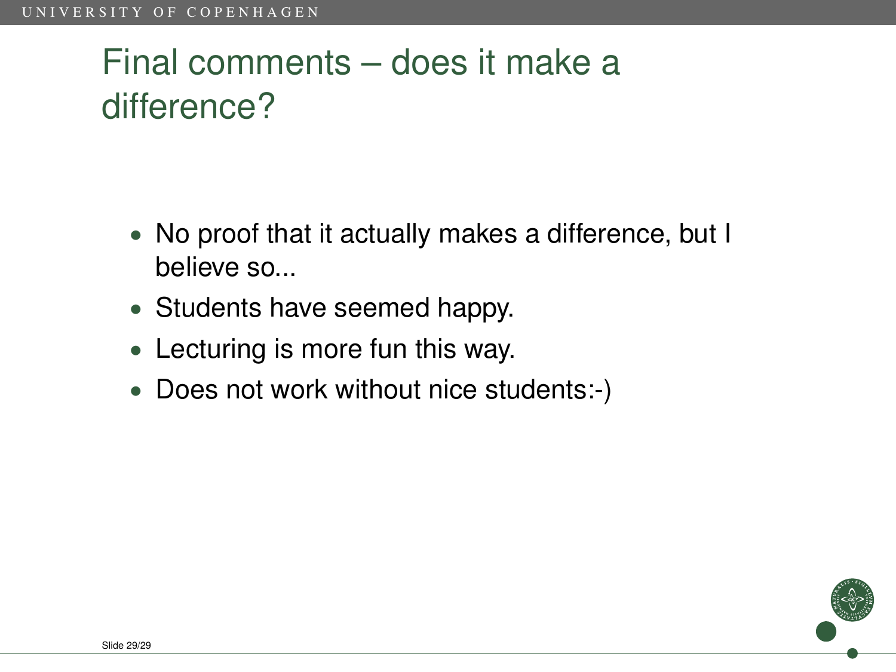# Final comments – does it make a difference?

- No proof that it actually makes a difference, but I believe so...
- Students have seemed happy.
- Lecturing is more fun this way.
- Does not work without nice students:-)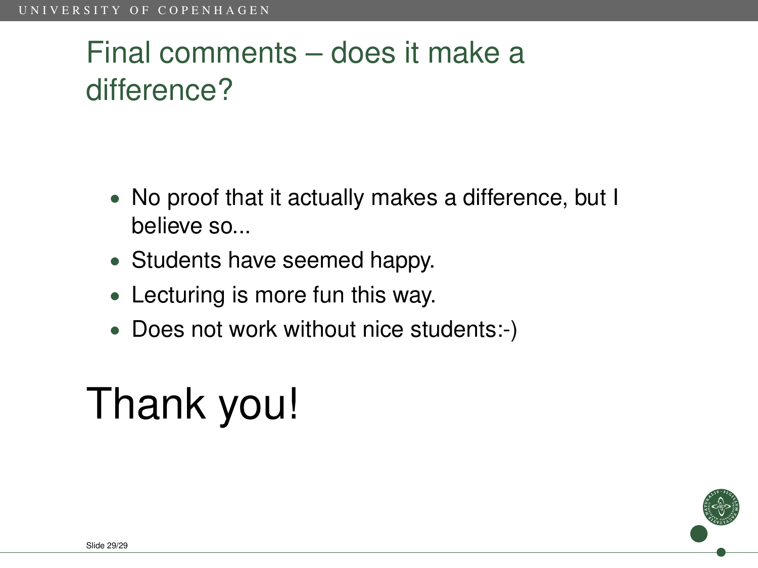# Final comments – does it make a difference?

- No proof that it actually makes a difference, but I believe so...
- Students have seemed happy.
- Lecturing is more fun this way.
- Does not work without nice students:-)

# Thank you!